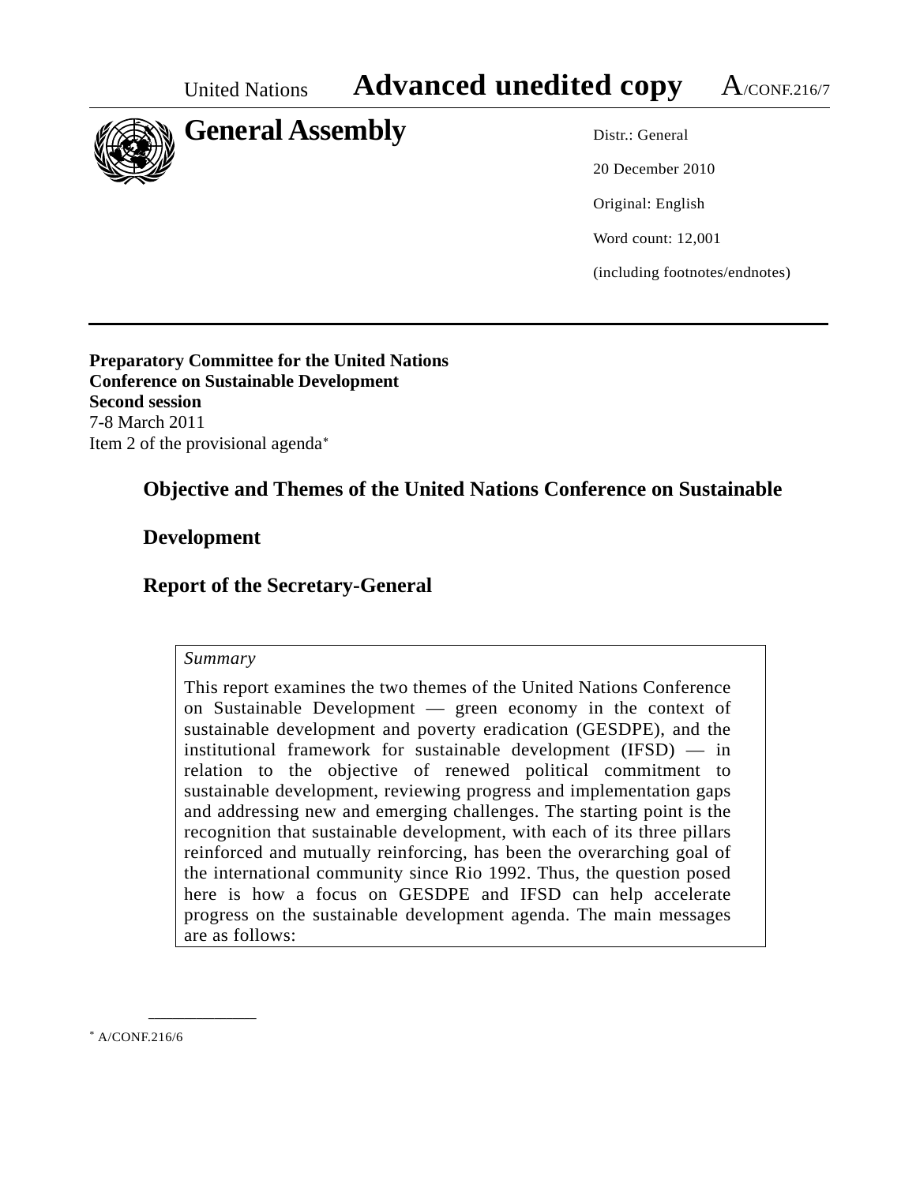United Nations **Advanced unedited copy** A/CONF.216/7

# General Assembly

Distr.: General

20 December 2010

Original: English

Word count: 12,001

(including footnotes/endnotes)

**Preparatory Committee for the United Nations Conference on Sustainable Development**
**Second session**
7-8 March 2011
Item 2 of the provisional agenda*

## Objective and Themes of the United Nations Conference on Sustainable Development

## Report of the Secretary-General

*Summary*

This report examines the two themes of the United Nations Conference on Sustainable Development — green economy in the context of sustainable development and poverty eradication (GESDPE), and the institutional framework for sustainable development (IFSD) — in relation to the objective of renewed political commitment to sustainable development, reviewing progress and implementation gaps and addressing new and emerging challenges. The starting point is the recognition that sustainable development, with each of its three pillars reinforced and mutually reinforcing, has been the overarching goal of the international community since Rio 1992. Thus, the question posed here is how a focus on GESDPE and IFSD can help accelerate progress on the sustainable development agenda. The main messages are as follows:

---

* A/CONF.216/6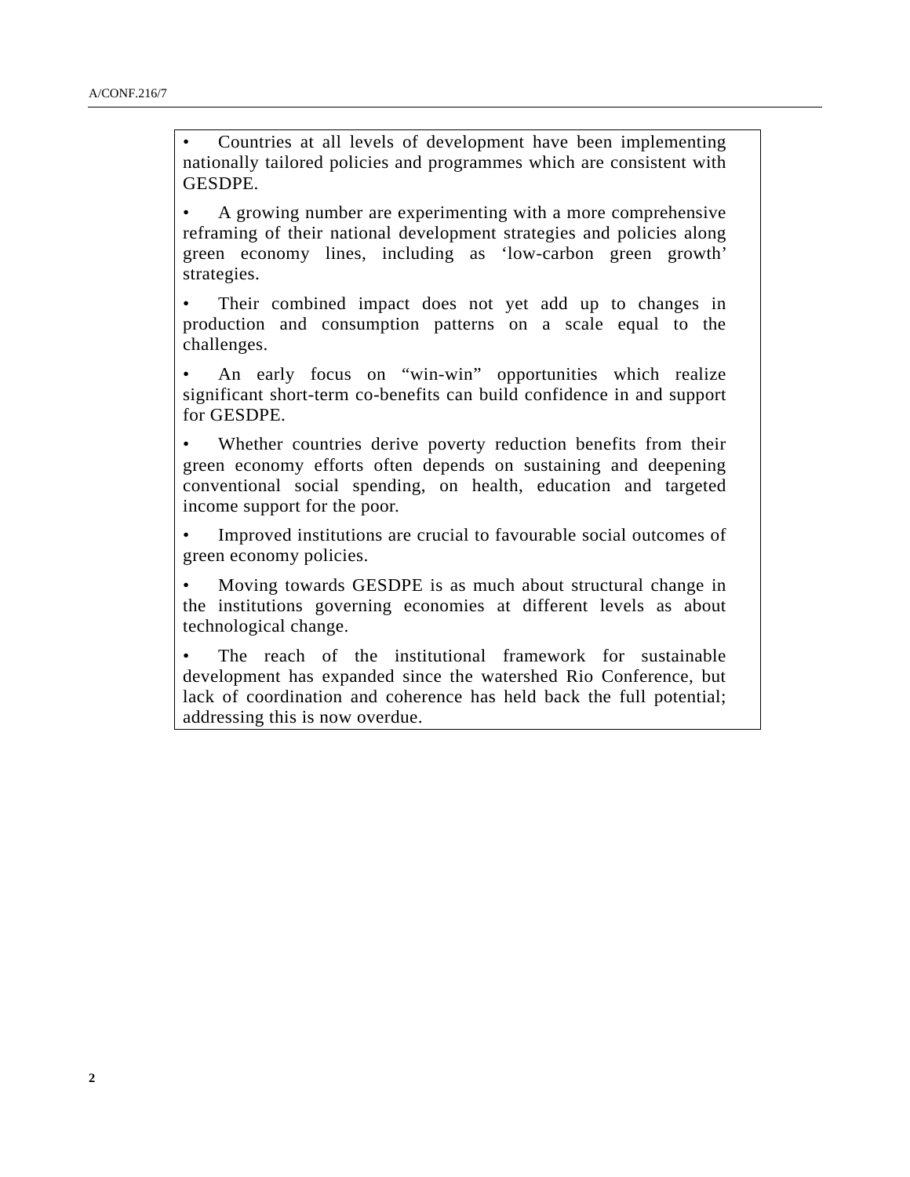- Countries at all levels of development have been implementing nationally tailored policies and programmes which are consistent with GESDPE.

- A growing number are experimenting with a more comprehensive reframing of their national development strategies and policies along green economy lines, including as 'low-carbon green growth' strategies.

- Their combined impact does not yet add up to changes in production and consumption patterns on a scale equal to the challenges.

- An early focus on "win-win" opportunities which realize significant short-term co-benefits can build confidence in and support for GESDPE.

- Whether countries derive poverty reduction benefits from their green economy efforts often depends on sustaining and deepening conventional social spending, on health, education and targeted income support for the poor.

- Improved institutions are crucial to favourable social outcomes of green economy policies.

- Moving towards GESDPE is as much about structural change in the institutions governing economies at different levels as about technological change.

- The reach of the institutional framework for sustainable development has expanded since the watershed Rio Conference, but lack of coordination and coherence has held back the full potential; addressing this is now overdue.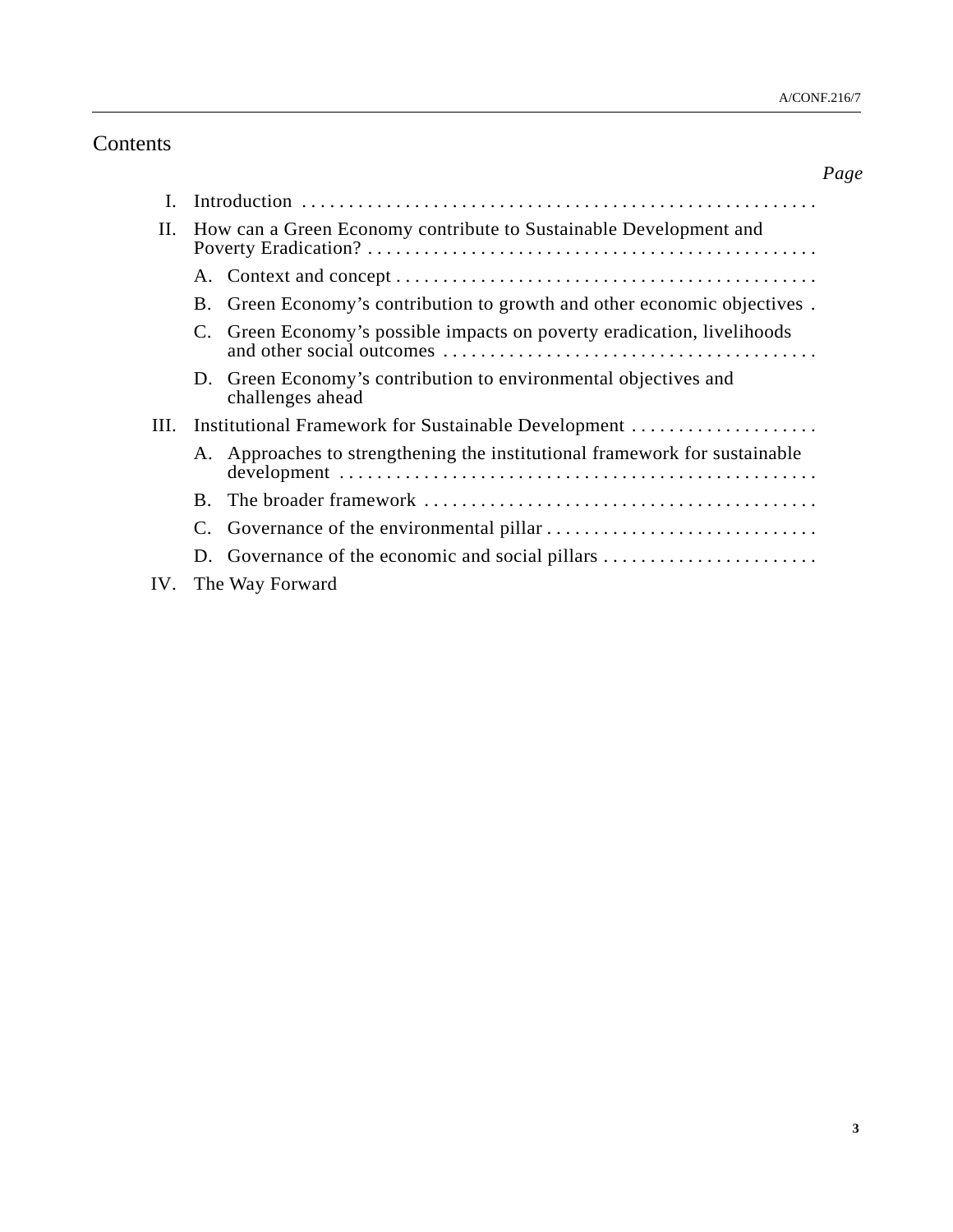# Contents

*Page*

I. Introduction

II. How can a Green Economy contribute to Sustainable Development and Poverty Eradication?

- A. Context and concept
- B. Green Economy's contribution to growth and other economic objectives
- C. Green Economy's possible impacts on poverty eradication, livelihoods and other social outcomes
- D. Green Economy's contribution to environmental objectives and challenges ahead

III. Institutional Framework for Sustainable Development

- A. Approaches to strengthening the institutional framework for sustainable development
- B. The broader framework
- C. Governance of the environmental pillar
- D. Governance of the economic and social pillars

IV. The Way Forward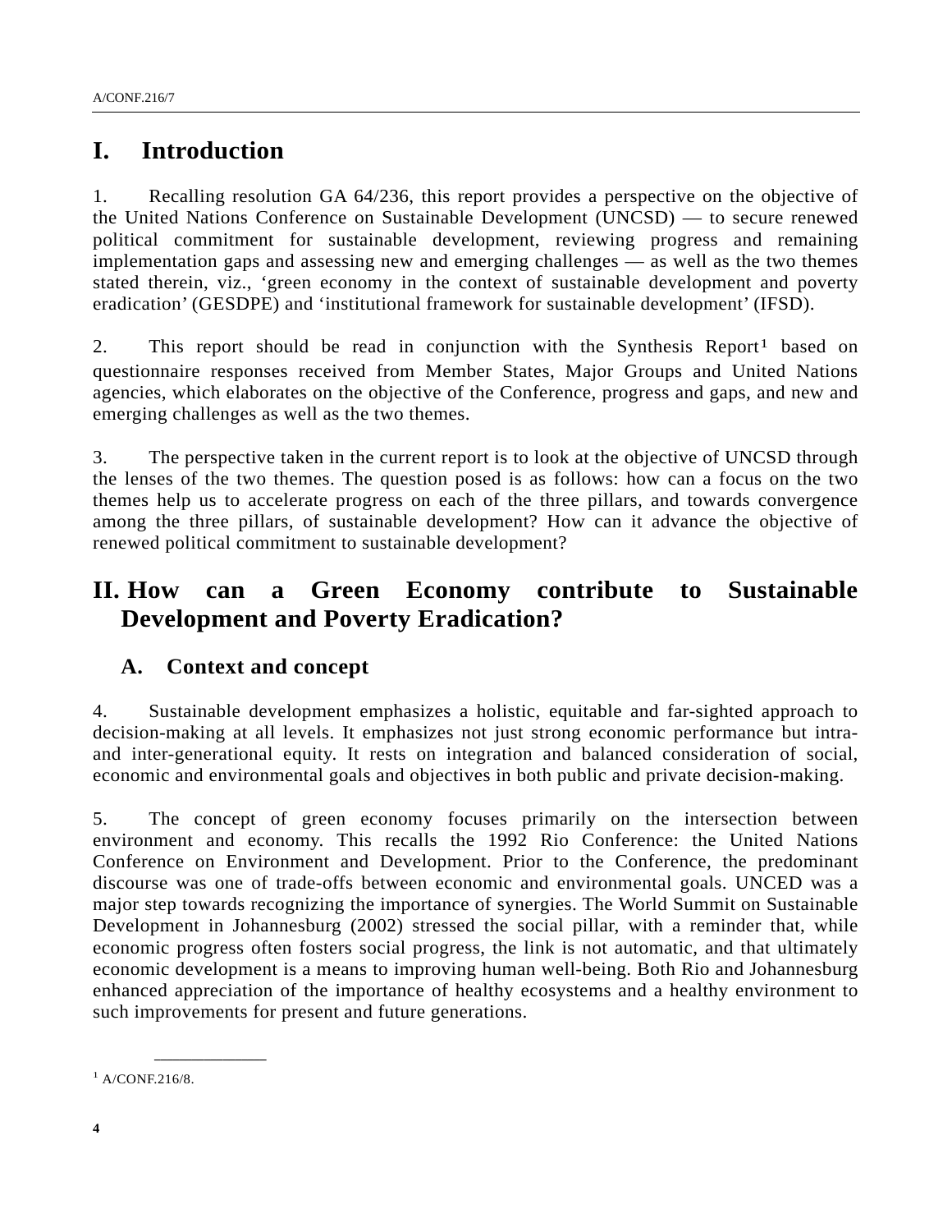# I. Introduction

1. Recalling resolution GA 64/236, this report provides a perspective on the objective of the United Nations Conference on Sustainable Development (UNCSD) — to secure renewed political commitment for sustainable development, reviewing progress and remaining implementation gaps and assessing new and emerging challenges — as well as the two themes stated therein, viz., 'green economy in the context of sustainable development and poverty eradication' (GESDPE) and 'institutional framework for sustainable development' (IFSD).

2. This report should be read in conjunction with the Synthesis Report[1] based on questionnaire responses received from Member States, Major Groups and United Nations agencies, which elaborates on the objective of the Conference, progress and gaps, and new and emerging challenges as well as the two themes.

3. The perspective taken in the current report is to look at the objective of UNCSD through the lenses of the two themes. The question posed is as follows: how can a focus on the two themes help us to accelerate progress on each of the three pillars, and towards convergence among the three pillars, of sustainable development? How can it advance the objective of renewed political commitment to sustainable development?

# II. How can a Green Economy contribute to Sustainable Development and Poverty Eradication?

## A. Context and concept

4. Sustainable development emphasizes a holistic, equitable and far-sighted approach to decision-making at all levels. It emphasizes not just strong economic performance but intra- and inter-generational equity. It rests on integration and balanced consideration of social, economic and environmental goals and objectives in both public and private decision-making.

5. The concept of green economy focuses primarily on the intersection between environment and economy. This recalls the 1992 Rio Conference: the United Nations Conference on Environment and Development. Prior to the Conference, the predominant discourse was one of trade-offs between economic and environmental goals. UNCED was a major step towards recognizing the importance of synergies. The World Summit on Sustainable Development in Johannesburg (2002) stressed the social pillar, with a reminder that, while economic progress often fosters social progress, the link is not automatic, and that ultimately economic development is a means to improving human well-being. Both Rio and Johannesburg enhanced appreciation of the importance of healthy ecosystems and a healthy environment to such improvements for present and future generations.

---

[1] A/CONF.216/8.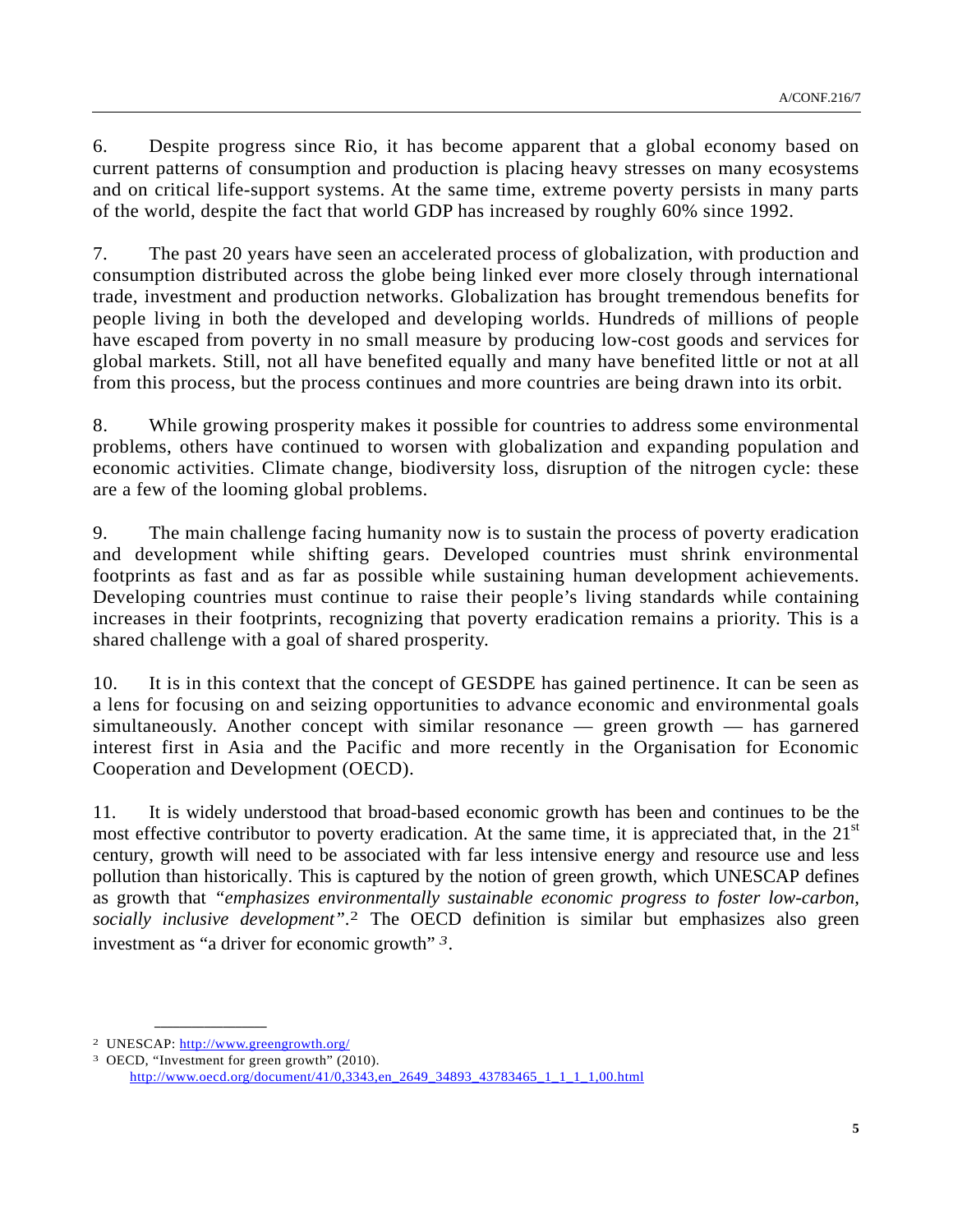6. Despite progress since Rio, it has become apparent that a global economy based on current patterns of consumption and production is placing heavy stresses on many ecosystems and on critical life-support systems. At the same time, extreme poverty persists in many parts of the world, despite the fact that world GDP has increased by roughly 60% since 1992.

7. The past 20 years have seen an accelerated process of globalization, with production and consumption distributed across the globe being linked ever more closely through international trade, investment and production networks. Globalization has brought tremendous benefits for people living in both the developed and developing worlds. Hundreds of millions of people have escaped from poverty in no small measure by producing low-cost goods and services for global markets. Still, not all have benefited equally and many have benefited little or not at all from this process, but the process continues and more countries are being drawn into its orbit.

8. While growing prosperity makes it possible for countries to address some environmental problems, others have continued to worsen with globalization and expanding population and economic activities. Climate change, biodiversity loss, disruption of the nitrogen cycle: these are a few of the looming global problems.

9. The main challenge facing humanity now is to sustain the process of poverty eradication and development while shifting gears. Developed countries must shrink environmental footprints as fast and as far as possible while sustaining human development achievements. Developing countries must continue to raise their people's living standards while containing increases in their footprints, recognizing that poverty eradication remains a priority. This is a shared challenge with a goal of shared prosperity.

10. It is in this context that the concept of GESDPE has gained pertinence. It can be seen as a lens for focusing on and seizing opportunities to advance economic and environmental goals simultaneously. Another concept with similar resonance — green growth — has garnered interest first in Asia and the Pacific and more recently in the Organisation for Economic Cooperation and Development (OECD).

11. It is widely understood that broad-based economic growth has been and continues to be the most effective contributor to poverty eradication. At the same time, it is appreciated that, in the 21st century, growth will need to be associated with far less intensive energy and resource use and less pollution than historically. This is captured by the notion of green growth, which UNESCAP defines as growth that *"emphasizes environmentally sustainable economic progress to foster low-carbon, socially inclusive development"*.[2] The OECD definition is similar but emphasizes also green investment as "a driver for economic growth" [3].

---

[2] UNESCAP: http://www.greengrowth.org/

[3] OECD, "Investment for green growth" (2010). http://www.oecd.org/document/41/0,3343,en_2649_34893_43783465_1_1_1_1,00.html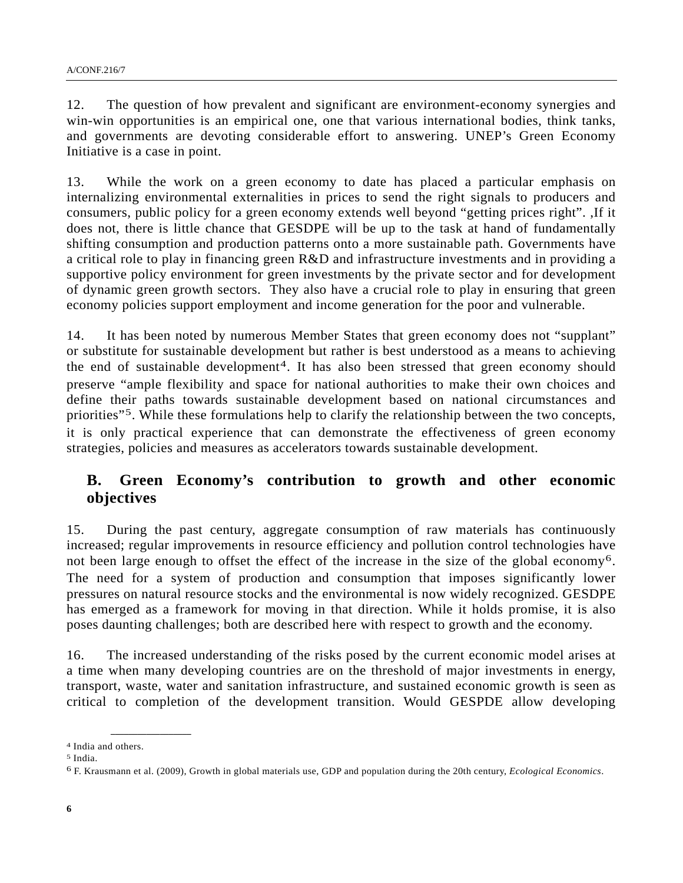12. The question of how prevalent and significant are environment-economy synergies and win-win opportunities is an empirical one, one that various international bodies, think tanks, and governments are devoting considerable effort to answering. UNEP's Green Economy Initiative is a case in point.

13. While the work on a green economy to date has placed a particular emphasis on internalizing environmental externalities in prices to send the right signals to producers and consumers, public policy for a green economy extends well beyond "getting prices right". ,If it does not, there is little chance that GESDPE will be up to the task at hand of fundamentally shifting consumption and production patterns onto a more sustainable path. Governments have a critical role to play in financing green R&D and infrastructure investments and in providing a supportive policy environment for green investments by the private sector and for development of dynamic green growth sectors. They also have a crucial role to play in ensuring that green economy policies support employment and income generation for the poor and vulnerable.

14. It has been noted by numerous Member States that green economy does not "supplant" or substitute for sustainable development but rather is best understood as a means to achieving the end of sustainable development[4]. It has also been stressed that green economy should preserve "ample flexibility and space for national authorities to make their own choices and define their paths towards sustainable development based on national circumstances and priorities"[5]. While these formulations help to clarify the relationship between the two concepts, it is only practical experience that can demonstrate the effectiveness of green economy strategies, policies and measures as accelerators towards sustainable development.

## B. Green Economy's contribution to growth and other economic objectives

15. During the past century, aggregate consumption of raw materials has continuously increased; regular improvements in resource efficiency and pollution control technologies have not been large enough to offset the effect of the increase in the size of the global economy[6]. The need for a system of production and consumption that imposes significantly lower pressures on natural resource stocks and the environmental is now widely recognized. GESDPE has emerged as a framework for moving in that direction. While it holds promise, it is also poses daunting challenges; both are described here with respect to growth and the economy.

16. The increased understanding of the risks posed by the current economic model arises at a time when many developing countries are on the threshold of major investments in energy, transport, waste, water and sanitation infrastructure, and sustained economic growth is seen as critical to completion of the development transition. Would GESPDE allow developing

---

[4] India and others.

[5] India.

[6] F. Krausmann et al. (2009), Growth in global materials use, GDP and population during the 20th century, *Ecological Economics*.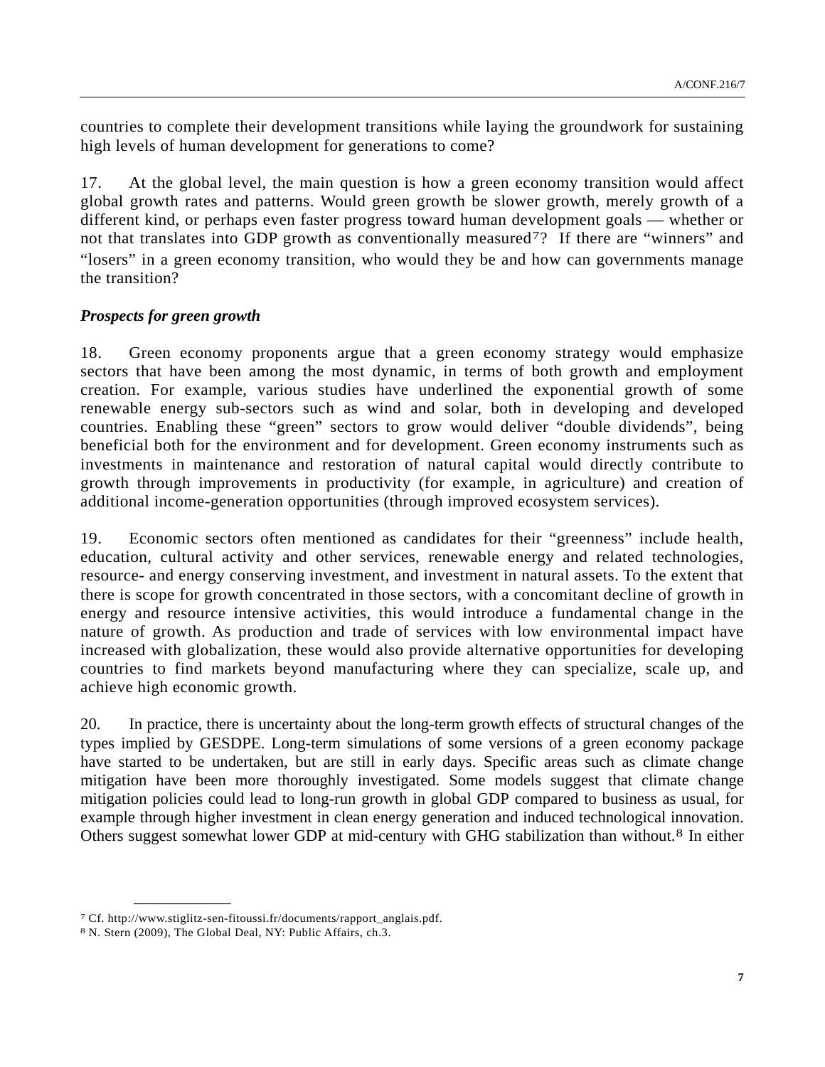countries to complete their development transitions while laying the groundwork for sustaining high levels of human development for generations to come?

17. At the global level, the main question is how a green economy transition would affect global growth rates and patterns. Would green growth be slower growth, merely growth of a different kind, or perhaps even faster progress toward human development goals — whether or not that translates into GDP growth as conventionally measured[7]? If there are "winners" and "losers" in a green economy transition, who would they be and how can governments manage the transition?

***Prospects for green growth***

18. Green economy proponents argue that a green economy strategy would emphasize sectors that have been among the most dynamic, in terms of both growth and employment creation. For example, various studies have underlined the exponential growth of some renewable energy sub-sectors such as wind and solar, both in developing and developed countries. Enabling these "green" sectors to grow would deliver "double dividends", being beneficial both for the environment and for development. Green economy instruments such as investments in maintenance and restoration of natural capital would directly contribute to growth through improvements in productivity (for example, in agriculture) and creation of additional income-generation opportunities (through improved ecosystem services).

19. Economic sectors often mentioned as candidates for their "greenness" include health, education, cultural activity and other services, renewable energy and related technologies, resource- and energy conserving investment, and investment in natural assets. To the extent that there is scope for growth concentrated in those sectors, with a concomitant decline of growth in energy and resource intensive activities, this would introduce a fundamental change in the nature of growth. As production and trade of services with low environmental impact have increased with globalization, these would also provide alternative opportunities for developing countries to find markets beyond manufacturing where they can specialize, scale up, and achieve high economic growth.

20. In practice, there is uncertainty about the long-term growth effects of structural changes of the types implied by GESDPE. Long-term simulations of some versions of a green economy package have started to be undertaken, but are still in early days. Specific areas such as climate change mitigation have been more thoroughly investigated. Some models suggest that climate change mitigation policies could lead to long-run growth in global GDP compared to business as usual, for example through higher investment in clean energy generation and induced technological innovation. Others suggest somewhat lower GDP at mid-century with GHG stabilization than without.[8] In either

---

[7] Cf. http://www.stiglitz-sen-fitoussi.fr/documents/rapport_anglais.pdf.

[8] N. Stern (2009), The Global Deal, NY: Public Affairs, ch.3.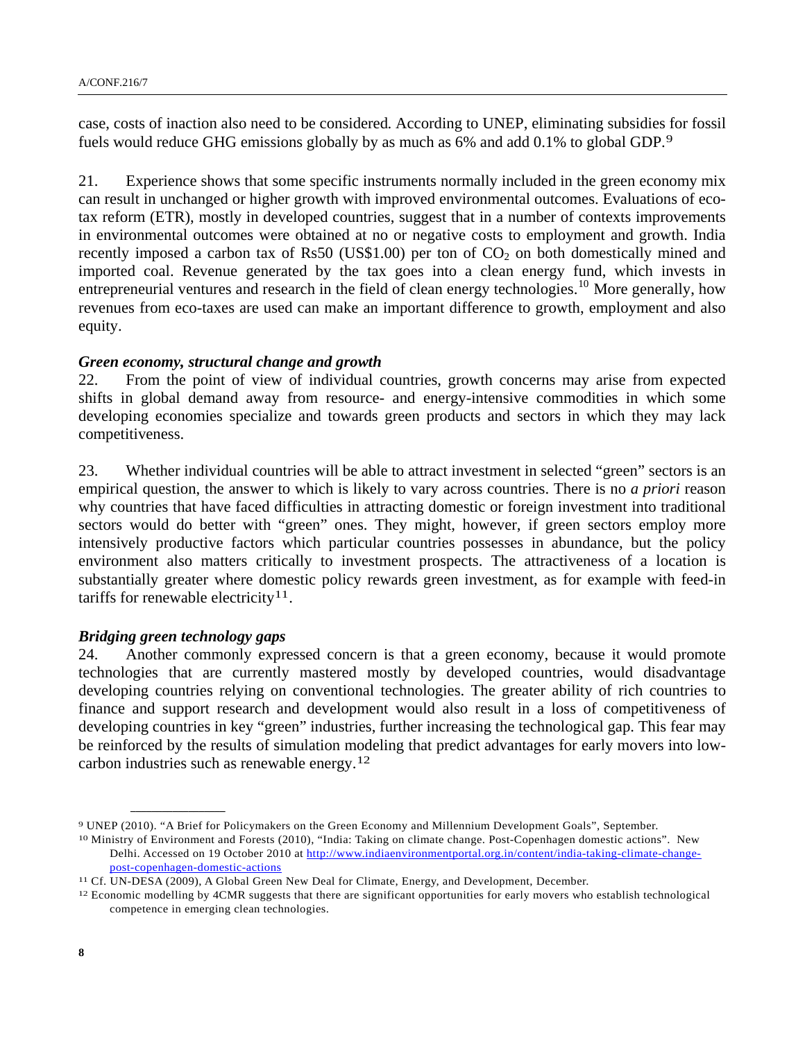case, costs of inaction also need to be considered. According to UNEP, eliminating subsidies for fossil fuels would reduce GHG emissions globally by as much as 6% and add 0.1% to global GDP.[9]

21. Experience shows that some specific instruments normally included in the green economy mix can result in unchanged or higher growth with improved environmental outcomes. Evaluations of eco-tax reform (ETR), mostly in developed countries, suggest that in a number of contexts improvements in environmental outcomes were obtained at no or negative costs to employment and growth. India recently imposed a carbon tax of Rs50 (US$1.00) per ton of $CO_2$ on both domestically mined and imported coal. Revenue generated by the tax goes into a clean energy fund, which invests in entrepreneurial ventures and research in the field of clean energy technologies.[10] More generally, how revenues from eco-taxes are used can make an important difference to growth, employment and also equity.

### *Green economy, structural change and growth*

22. From the point of view of individual countries, growth concerns may arise from expected shifts in global demand away from resource- and energy-intensive commodities in which some developing economies specialize and towards green products and sectors in which they may lack competitiveness.

23. Whether individual countries will be able to attract investment in selected "green" sectors is an empirical question, the answer to which is likely to vary across countries. There is no *a priori* reason why countries that have faced difficulties in attracting domestic or foreign investment into traditional sectors would do better with "green" ones. They might, however, if green sectors employ more intensively productive factors which particular countries possesses in abundance, but the policy environment also matters critically to investment prospects. The attractiveness of a location is substantially greater where domestic policy rewards green investment, as for example with feed-in tariffs for renewable electricity[11].

### *Bridging green technology gaps*

24. Another commonly expressed concern is that a green economy, because it would promote technologies that are currently mastered mostly by developed countries, would disadvantage developing countries relying on conventional technologies. The greater ability of rich countries to finance and support research and development would also result in a loss of competitiveness of developing countries in key "green" industries, further increasing the technological gap. This fear may be reinforced by the results of simulation modeling that predict advantages for early movers into low-carbon industries such as renewable energy.[12]

---

[9] UNEP (2010). "A Brief for Policymakers on the Green Economy and Millennium Development Goals", September.

[10] Ministry of Environment and Forests (2010), "India: Taking on climate change. Post-Copenhagen domestic actions". New Delhi. Accessed on 19 October 2010 at http://www.indiaenvironmentportal.org.in/content/india-taking-climate-change-post-copenhagen-domestic-actions

[11] Cf. UN-DESA (2009), A Global Green New Deal for Climate, Energy, and Development, December.

[12] Economic modelling by 4CMR suggests that there are significant opportunities for early movers who establish technological competence in emerging clean technologies.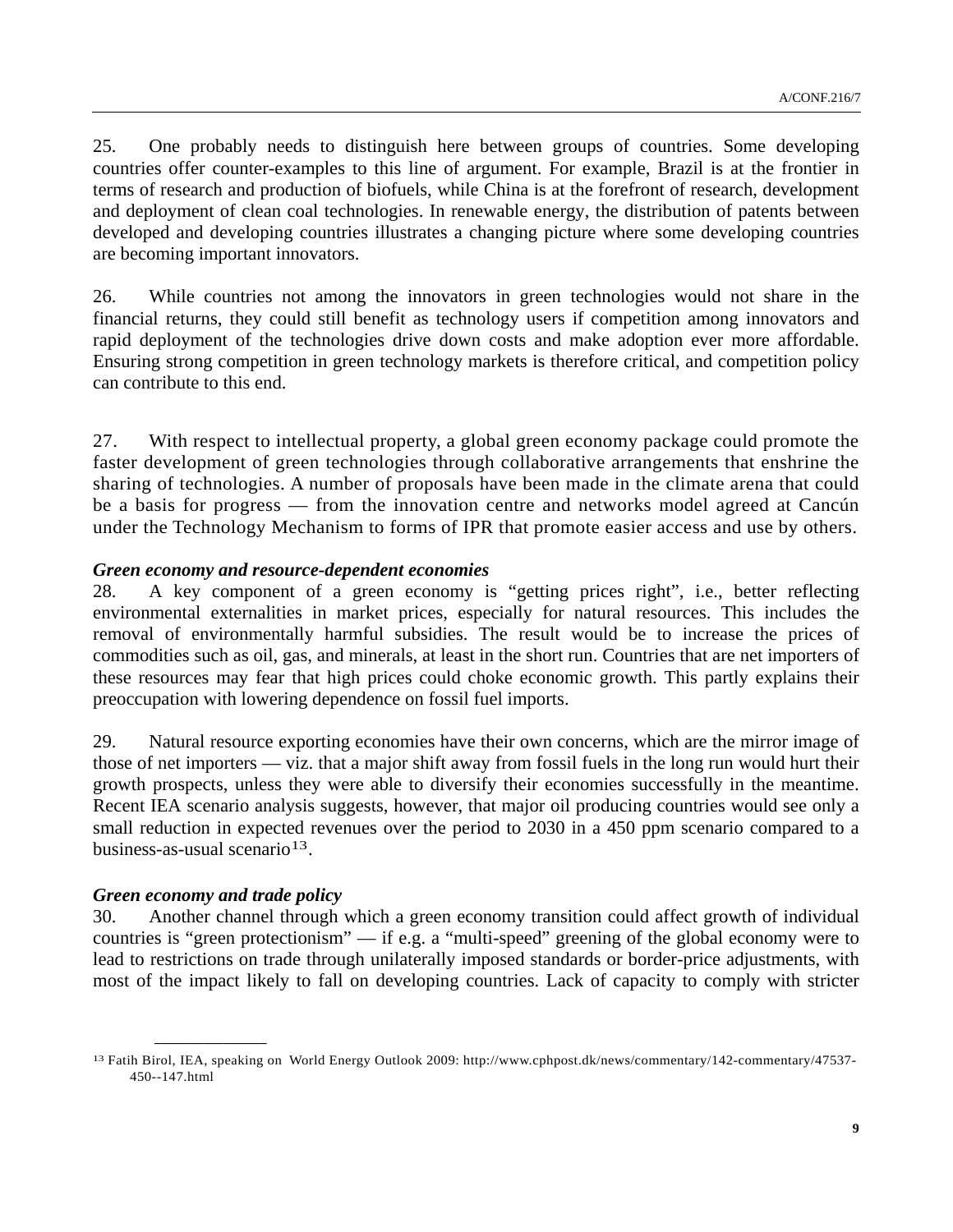25. One probably needs to distinguish here between groups of countries. Some developing countries offer counter-examples to this line of argument. For example, Brazil is at the frontier in terms of research and production of biofuels, while China is at the forefront of research, development and deployment of clean coal technologies. In renewable energy, the distribution of patents between developed and developing countries illustrates a changing picture where some developing countries are becoming important innovators.

26. While countries not among the innovators in green technologies would not share in the financial returns, they could still benefit as technology users if competition among innovators and rapid deployment of the technologies drive down costs and make adoption ever more affordable. Ensuring strong competition in green technology markets is therefore critical, and competition policy can contribute to this end.

27. With respect to intellectual property, a global green economy package could promote the faster development of green technologies through collaborative arrangements that enshrine the sharing of technologies. A number of proposals have been made in the climate arena that could be a basis for progress — from the innovation centre and networks model agreed at Cancún under the Technology Mechanism to forms of IPR that promote easier access and use by others.

***Green economy and resource-dependent economies***

28. A key component of a green economy is “getting prices right”, i.e., better reflecting environmental externalities in market prices, especially for natural resources. This includes the removal of environmentally harmful subsidies. The result would be to increase the prices of commodities such as oil, gas, and minerals, at least in the short run. Countries that are net importers of these resources may fear that high prices could choke economic growth. This partly explains their preoccupation with lowering dependence on fossil fuel imports.

29. Natural resource exporting economies have their own concerns, which are the mirror image of those of net importers — viz. that a major shift away from fossil fuels in the long run would hurt their growth prospects, unless they were able to diversify their economies successfully in the meantime. Recent IEA scenario analysis suggests, however, that major oil producing countries would see only a small reduction in expected revenues over the period to 2030 in a 450 ppm scenario compared to a business-as-usual scenario[13].

***Green economy and trade policy***

30. Another channel through which a green economy transition could affect growth of individual countries is “green protectionism” — if e.g. a “multi-speed” greening of the global economy were to lead to restrictions on trade through unilaterally imposed standards or border-price adjustments, with most of the impact likely to fall on developing countries. Lack of capacity to comply with stricter

[13] Fatih Birol, IEA, speaking on World Energy Outlook 2009: http://www.cphpost.dk/news/commentary/142-commentary/47537-450--147.html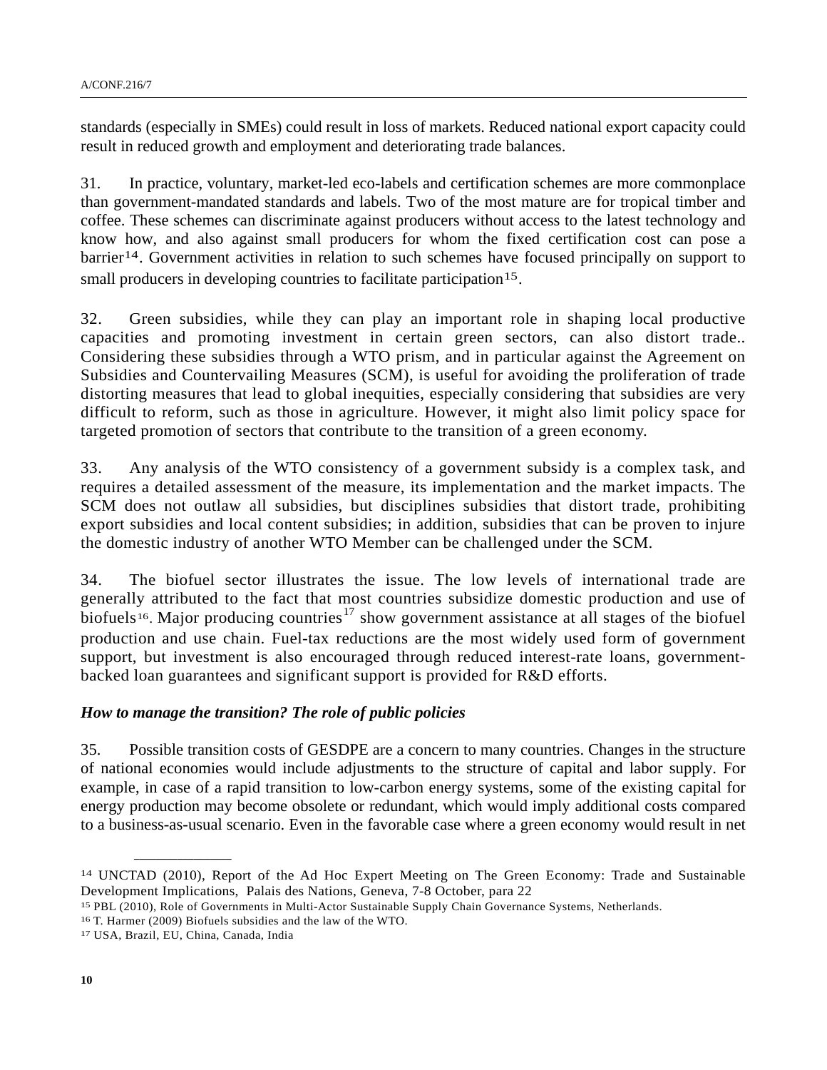standards (especially in SMEs) could result in loss of markets. Reduced national export capacity could result in reduced growth and employment and deteriorating trade balances.

31. In practice, voluntary, market-led eco-labels and certification schemes are more commonplace than government-mandated standards and labels. Two of the most mature are for tropical timber and coffee. These schemes can discriminate against producers without access to the latest technology and know how, and also against small producers for whom the fixed certification cost can pose a barrier[14]. Government activities in relation to such schemes have focused principally on support to small producers in developing countries to facilitate participation[15].

32. Green subsidies, while they can play an important role in shaping local productive capacities and promoting investment in certain green sectors, can also distort trade.. Considering these subsidies through a WTO prism, and in particular against the Agreement on Subsidies and Countervailing Measures (SCM), is useful for avoiding the proliferation of trade distorting measures that lead to global inequities, especially considering that subsidies are very difficult to reform, such as those in agriculture. However, it might also limit policy space for targeted promotion of sectors that contribute to the transition of a green economy.

33. Any analysis of the WTO consistency of a government subsidy is a complex task, and requires a detailed assessment of the measure, its implementation and the market impacts. The SCM does not outlaw all subsidies, but disciplines subsidies that distort trade, prohibiting export subsidies and local content subsidies; in addition, subsidies that can be proven to injure the domestic industry of another WTO Member can be challenged under the SCM.

34. The biofuel sector illustrates the issue. The low levels of international trade are generally attributed to the fact that most countries subsidize domestic production and use of biofuels[16]. Major producing countries[17] show government assistance at all stages of the biofuel production and use chain. Fuel-tax reductions are the most widely used form of government support, but investment is also encouraged through reduced interest-rate loans, government-backed loan guarantees and significant support is provided for R&D efforts.

***How to manage the transition? The role of public policies***

35. Possible transition costs of GESDPE are a concern to many countries. Changes in the structure of national economies would include adjustments to the structure of capital and labor supply. For example, in case of a rapid transition to low-carbon energy systems, some of the existing capital for energy production may become obsolete or redundant, which would imply additional costs compared to a business-as-usual scenario. Even in the favorable case where a green economy would result in net

---

[14] UNCTAD (2010), Report of the Ad Hoc Expert Meeting on The Green Economy: Trade and Sustainable Development Implications, Palais des Nations, Geneva, 7-8 October, para 22

[15] PBL (2010), Role of Governments in Multi-Actor Sustainable Supply Chain Governance Systems, Netherlands.

[16] T. Harmer (2009) Biofuels subsidies and the law of the WTO.

[17] USA, Brazil, EU, China, Canada, India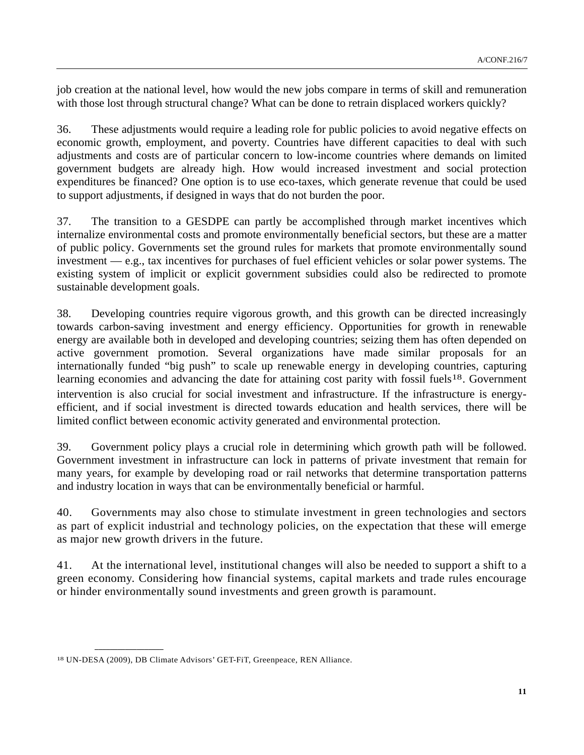job creation at the national level, how would the new jobs compare in terms of skill and remuneration with those lost through structural change? What can be done to retrain displaced workers quickly?

36. These adjustments would require a leading role for public policies to avoid negative effects on economic growth, employment, and poverty. Countries have different capacities to deal with such adjustments and costs are of particular concern to low-income countries where demands on limited government budgets are already high. How would increased investment and social protection expenditures be financed? One option is to use eco-taxes, which generate revenue that could be used to support adjustments, if designed in ways that do not burden the poor.

37. The transition to a GESDPE can partly be accomplished through market incentives which internalize environmental costs and promote environmentally beneficial sectors, but these are a matter of public policy. Governments set the ground rules for markets that promote environmentally sound investment — e.g., tax incentives for purchases of fuel efficient vehicles or solar power systems. The existing system of implicit or explicit government subsidies could also be redirected to promote sustainable development goals.

38. Developing countries require vigorous growth, and this growth can be directed increasingly towards carbon-saving investment and energy efficiency. Opportunities for growth in renewable energy are available both in developed and developing countries; seizing them has often depended on active government promotion. Several organizations have made similar proposals for an internationally funded "big push" to scale up renewable energy in developing countries, capturing learning economies and advancing the date for attaining cost parity with fossil fuels[18]. Government intervention is also crucial for social investment and infrastructure. If the infrastructure is energy-efficient, and if social investment is directed towards education and health services, there will be limited conflict between economic activity generated and environmental protection.

39. Government policy plays a crucial role in determining which growth path will be followed. Government investment in infrastructure can lock in patterns of private investment that remain for many years, for example by developing road or rail networks that determine transportation patterns and industry location in ways that can be environmentally beneficial or harmful.

40. Governments may also chose to stimulate investment in green technologies and sectors as part of explicit industrial and technology policies, on the expectation that these will emerge as major new growth drivers in the future.

41. At the international level, institutional changes will also be needed to support a shift to a green economy. Considering how financial systems, capital markets and trade rules encourage or hinder environmentally sound investments and green growth is paramount.

---

[18] UN-DESA (2009), DB Climate Advisors' GET-FiT, Greenpeace, REN Alliance.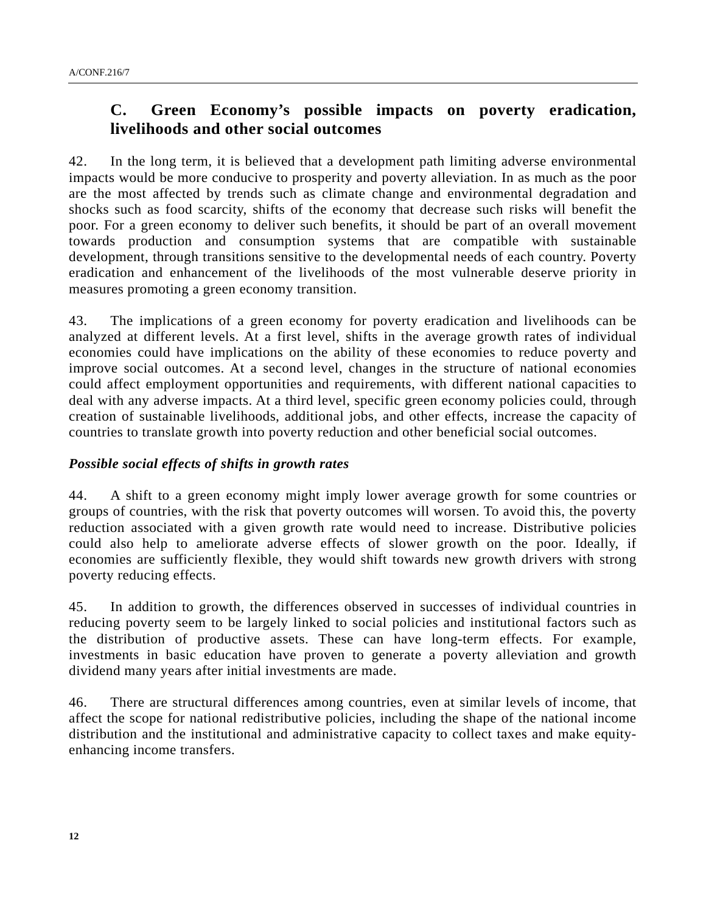## C. Green Economy’s possible impacts on poverty eradication, livelihoods and other social outcomes

42. In the long term, it is believed that a development path limiting adverse environmental impacts would be more conducive to prosperity and poverty alleviation. In as much as the poor are the most affected by trends such as climate change and environmental degradation and shocks such as food scarcity, shifts of the economy that decrease such risks will benefit the poor. For a green economy to deliver such benefits, it should be part of an overall movement towards production and consumption systems that are compatible with sustainable development, through transitions sensitive to the developmental needs of each country. Poverty eradication and enhancement of the livelihoods of the most vulnerable deserve priority in measures promoting a green economy transition.

43. The implications of a green economy for poverty eradication and livelihoods can be analyzed at different levels. At a first level, shifts in the average growth rates of individual economies could have implications on the ability of these economies to reduce poverty and improve social outcomes. At a second level, changes in the structure of national economies could affect employment opportunities and requirements, with different national capacities to deal with any adverse impacts. At a third level, specific green economy policies could, through creation of sustainable livelihoods, additional jobs, and other effects, increase the capacity of countries to translate growth into poverty reduction and other beneficial social outcomes.

***Possible social effects of shifts in growth rates***

44. A shift to a green economy might imply lower average growth for some countries or groups of countries, with the risk that poverty outcomes will worsen. To avoid this, the poverty reduction associated with a given growth rate would need to increase. Distributive policies could also help to ameliorate adverse effects of slower growth on the poor. Ideally, if economies are sufficiently flexible, they would shift towards new growth drivers with strong poverty reducing effects.

45. In addition to growth, the differences observed in successes of individual countries in reducing poverty seem to be largely linked to social policies and institutional factors such as the distribution of productive assets. These can have long-term effects. For example, investments in basic education have proven to generate a poverty alleviation and growth dividend many years after initial investments are made.

46. There are structural differences among countries, even at similar levels of income, that affect the scope for national redistributive policies, including the shape of the national income distribution and the institutional and administrative capacity to collect taxes and make equity-enhancing income transfers.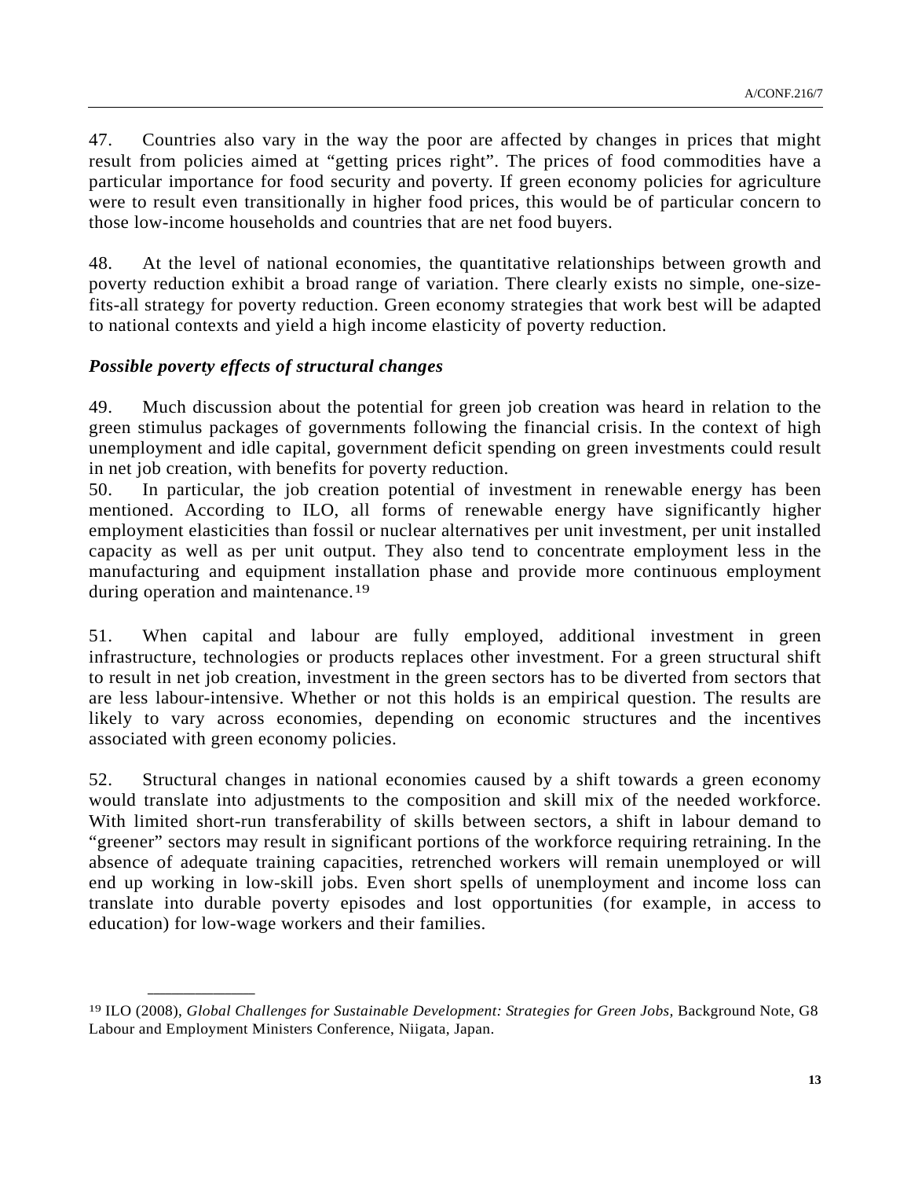47. Countries also vary in the way the poor are affected by changes in prices that might result from policies aimed at "getting prices right". The prices of food commodities have a particular importance for food security and poverty. If green economy policies for agriculture were to result even transitionally in higher food prices, this would be of particular concern to those low-income households and countries that are net food buyers.

48. At the level of national economies, the quantitative relationships between growth and poverty reduction exhibit a broad range of variation. There clearly exists no simple, one-size-fits-all strategy for poverty reduction. Green economy strategies that work best will be adapted to national contexts and yield a high income elasticity of poverty reduction.

### *Possible poverty effects of structural changes*

49. Much discussion about the potential for green job creation was heard in relation to the green stimulus packages of governments following the financial crisis. In the context of high unemployment and idle capital, government deficit spending on green investments could result in net job creation, with benefits for poverty reduction.

50. In particular, the job creation potential of investment in renewable energy has been mentioned. According to ILO, all forms of renewable energy have significantly higher employment elasticities than fossil or nuclear alternatives per unit investment, per unit installed capacity as well as per unit output. They also tend to concentrate employment less in the manufacturing and equipment installation phase and provide more continuous employment during operation and maintenance.[19]

51. When capital and labour are fully employed, additional investment in green infrastructure, technologies or products replaces other investment. For a green structural shift to result in net job creation, investment in the green sectors has to be diverted from sectors that are less labour-intensive. Whether or not this holds is an empirical question. The results are likely to vary across economies, depending on economic structures and the incentives associated with green economy policies.

52. Structural changes in national economies caused by a shift towards a green economy would translate into adjustments to the composition and skill mix of the needed workforce. With limited short-run transferability of skills between sectors, a shift in labour demand to "greener" sectors may result in significant portions of the workforce requiring retraining. In the absence of adequate training capacities, retrenched workers will remain unemployed or will end up working in low-skill jobs. Even short spells of unemployment and income loss can translate into durable poverty episodes and lost opportunities (for example, in access to education) for low-wage workers and their families.

---

[19] ILO (2008), *Global Challenges for Sustainable Development: Strategies for Green Jobs,* Background Note, G8 Labour and Employment Ministers Conference, Niigata, Japan.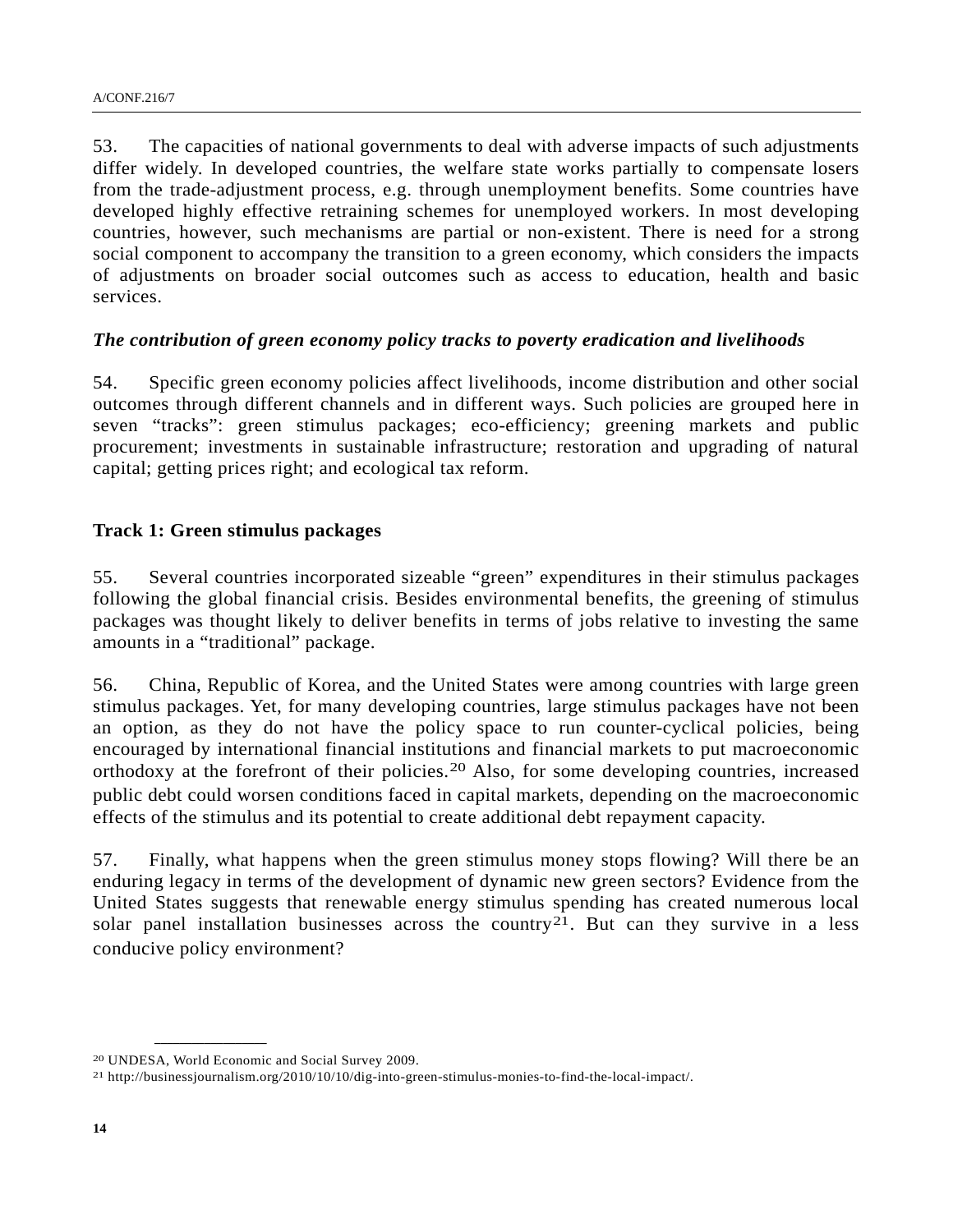53. The capacities of national governments to deal with adverse impacts of such adjustments differ widely. In developed countries, the welfare state works partially to compensate losers from the trade-adjustment process, e.g. through unemployment benefits. Some countries have developed highly effective retraining schemes for unemployed workers. In most developing countries, however, such mechanisms are partial or non-existent. There is need for a strong social component to accompany the transition to a green economy, which considers the impacts of adjustments on broader social outcomes such as access to education, health and basic services.

***The contribution of green economy policy tracks to poverty eradication and livelihoods***

54. Specific green economy policies affect livelihoods, income distribution and other social outcomes through different channels and in different ways. Such policies are grouped here in seven "tracks": green stimulus packages; eco-efficiency; greening markets and public procurement; investments in sustainable infrastructure; restoration and upgrading of natural capital; getting prices right; and ecological tax reform.

**Track 1: Green stimulus packages**

55. Several countries incorporated sizeable "green" expenditures in their stimulus packages following the global financial crisis. Besides environmental benefits, the greening of stimulus packages was thought likely to deliver benefits in terms of jobs relative to investing the same amounts in a "traditional" package.

56. China, Republic of Korea, and the United States were among countries with large green stimulus packages. Yet, for many developing countries, large stimulus packages have not been an option, as they do not have the policy space to run counter-cyclical policies, being encouraged by international financial institutions and financial markets to put macroeconomic orthodoxy at the forefront of their policies.[20] Also, for some developing countries, increased public debt could worsen conditions faced in capital markets, depending on the macroeconomic effects of the stimulus and its potential to create additional debt repayment capacity.

57. Finally, what happens when the green stimulus money stops flowing? Will there be an enduring legacy in terms of the development of dynamic new green sectors? Evidence from the United States suggests that renewable energy stimulus spending has created numerous local solar panel installation businesses across the country[21]. But can they survive in a less conducive policy environment?

---

[20] UNDESA, World Economic and Social Survey 2009.

[21] http://businessjournalism.org/2010/10/10/dig-into-green-stimulus-monies-to-find-the-local-impact/.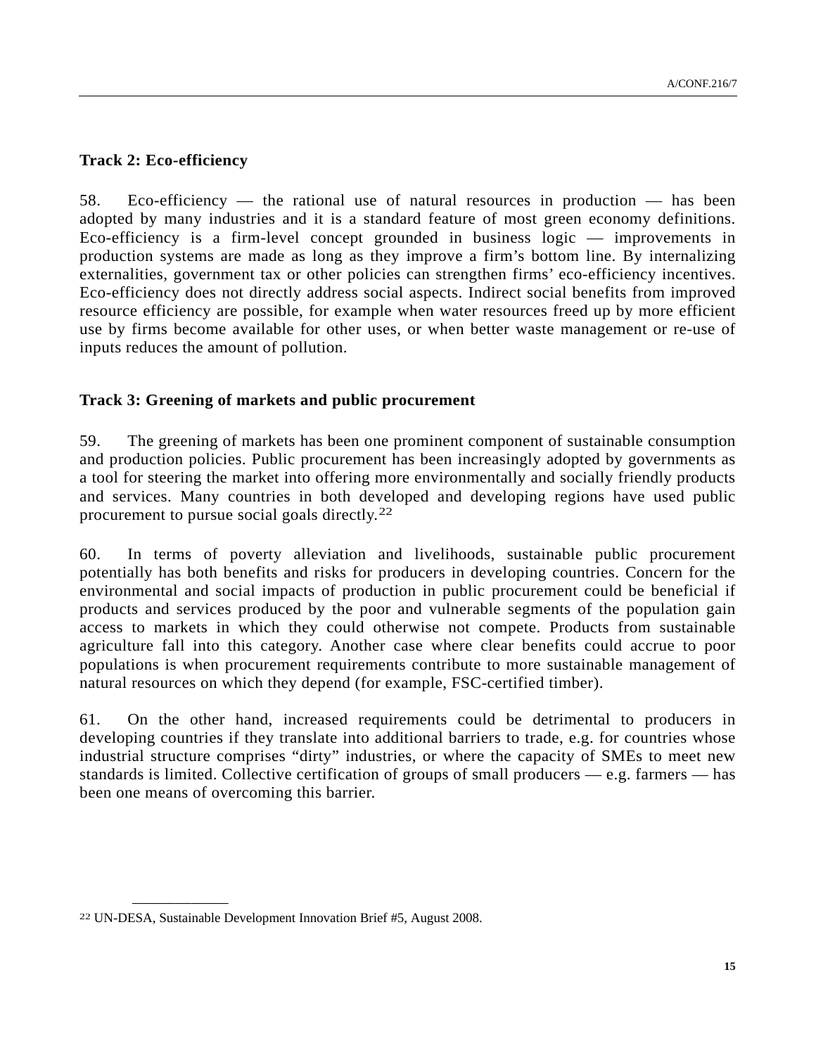**Track 2: Eco-efficiency**

58. Eco-efficiency — the rational use of natural resources in production — has been adopted by many industries and it is a standard feature of most green economy definitions. Eco-efficiency is a firm-level concept grounded in business logic — improvements in production systems are made as long as they improve a firm's bottom line. By internalizing externalities, government tax or other policies can strengthen firms' eco-efficiency incentives. Eco-efficiency does not directly address social aspects. Indirect social benefits from improved resource efficiency are possible, for example when water resources freed up by more efficient use by firms become available for other uses, or when better waste management or re-use of inputs reduces the amount of pollution.

**Track 3: Greening of markets and public procurement**

59. The greening of markets has been one prominent component of sustainable consumption and production policies. Public procurement has been increasingly adopted by governments as a tool for steering the market into offering more environmentally and socially friendly products and services. Many countries in both developed and developing regions have used public procurement to pursue social goals directly.[22]

60. In terms of poverty alleviation and livelihoods, sustainable public procurement potentially has both benefits and risks for producers in developing countries. Concern for the environmental and social impacts of production in public procurement could be beneficial if products and services produced by the poor and vulnerable segments of the population gain access to markets in which they could otherwise not compete. Products from sustainable agriculture fall into this category. Another case where clear benefits could accrue to poor populations is when procurement requirements contribute to more sustainable management of natural resources on which they depend (for example, FSC-certified timber).

61. On the other hand, increased requirements could be detrimental to producers in developing countries if they translate into additional barriers to trade, e.g. for countries whose industrial structure comprises "dirty" industries, or where the capacity of SMEs to meet new standards is limited. Collective certification of groups of small producers — e.g. farmers — has been one means of overcoming this barrier.

---

[22] UN-DESA, Sustainable Development Innovation Brief #5, August 2008.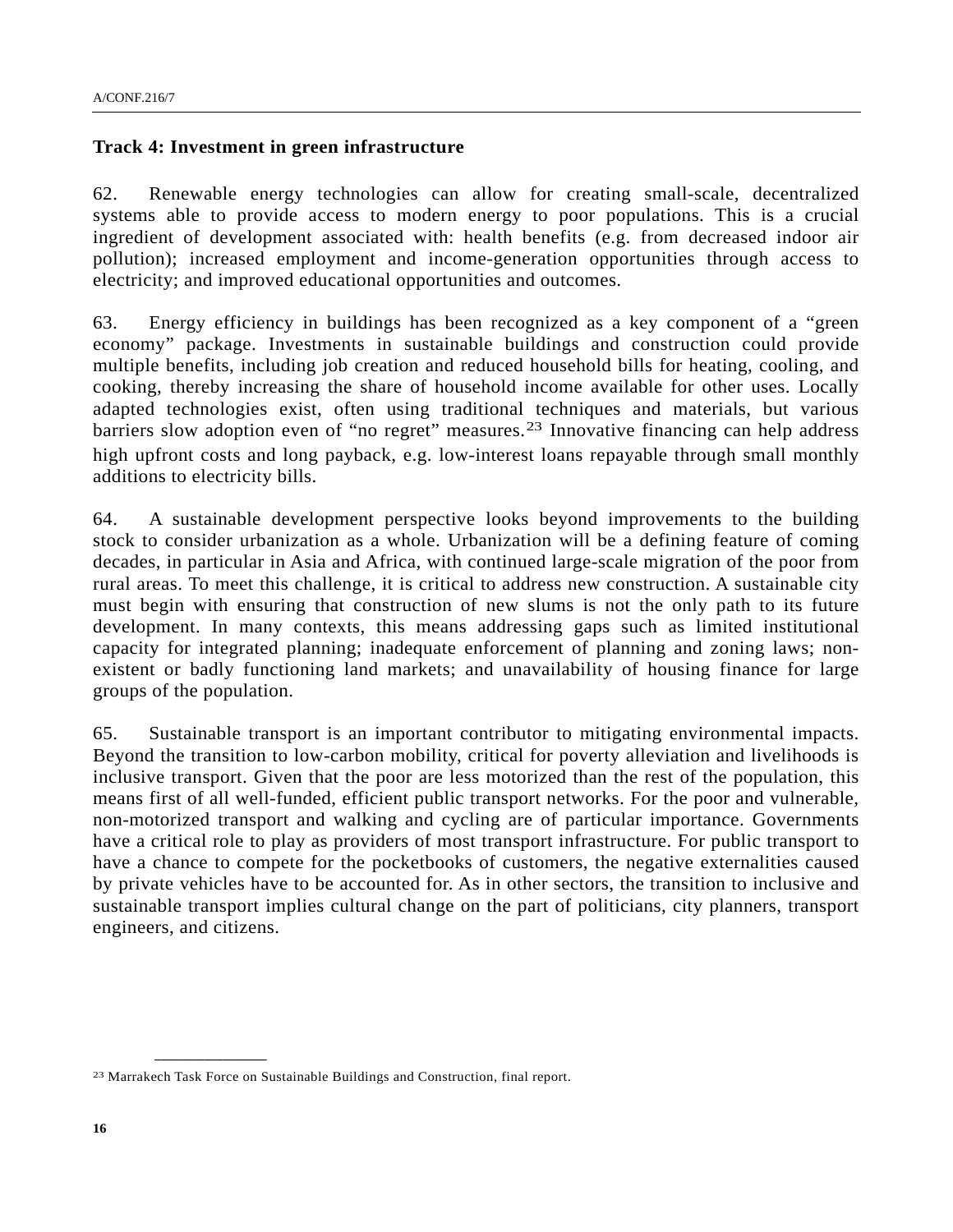### Track 4: Investment in green infrastructure

62. Renewable energy technologies can allow for creating small-scale, decentralized systems able to provide access to modern energy to poor populations. This is a crucial ingredient of development associated with: health benefits (e.g. from decreased indoor air pollution); increased employment and income-generation opportunities through access to electricity; and improved educational opportunities and outcomes.

63. Energy efficiency in buildings has been recognized as a key component of a "green economy" package. Investments in sustainable buildings and construction could provide multiple benefits, including job creation and reduced household bills for heating, cooling, and cooking, thereby increasing the share of household income available for other uses. Locally adapted technologies exist, often using traditional techniques and materials, but various barriers slow adoption even of "no regret" measures.[23] Innovative financing can help address high upfront costs and long payback, e.g. low-interest loans repayable through small monthly additions to electricity bills.

64. A sustainable development perspective looks beyond improvements to the building stock to consider urbanization as a whole. Urbanization will be a defining feature of coming decades, in particular in Asia and Africa, with continued large-scale migration of the poor from rural areas. To meet this challenge, it is critical to address new construction. A sustainable city must begin with ensuring that construction of new slums is not the only path to its future development. In many contexts, this means addressing gaps such as limited institutional capacity for integrated planning; inadequate enforcement of planning and zoning laws; non-existent or badly functioning land markets; and unavailability of housing finance for large groups of the population.

65. Sustainable transport is an important contributor to mitigating environmental impacts. Beyond the transition to low-carbon mobility, critical for poverty alleviation and livelihoods is inclusive transport. Given that the poor are less motorized than the rest of the population, this means first of all well-funded, efficient public transport networks. For the poor and vulnerable, non-motorized transport and walking and cycling are of particular importance. Governments have a critical role to play as providers of most transport infrastructure. For public transport to have a chance to compete for the pocketbooks of customers, the negative externalities caused by private vehicles have to be accounted for. As in other sectors, the transition to inclusive and sustainable transport implies cultural change on the part of politicians, city planners, transport engineers, and citizens.

---

[23] Marrakech Task Force on Sustainable Buildings and Construction, final report.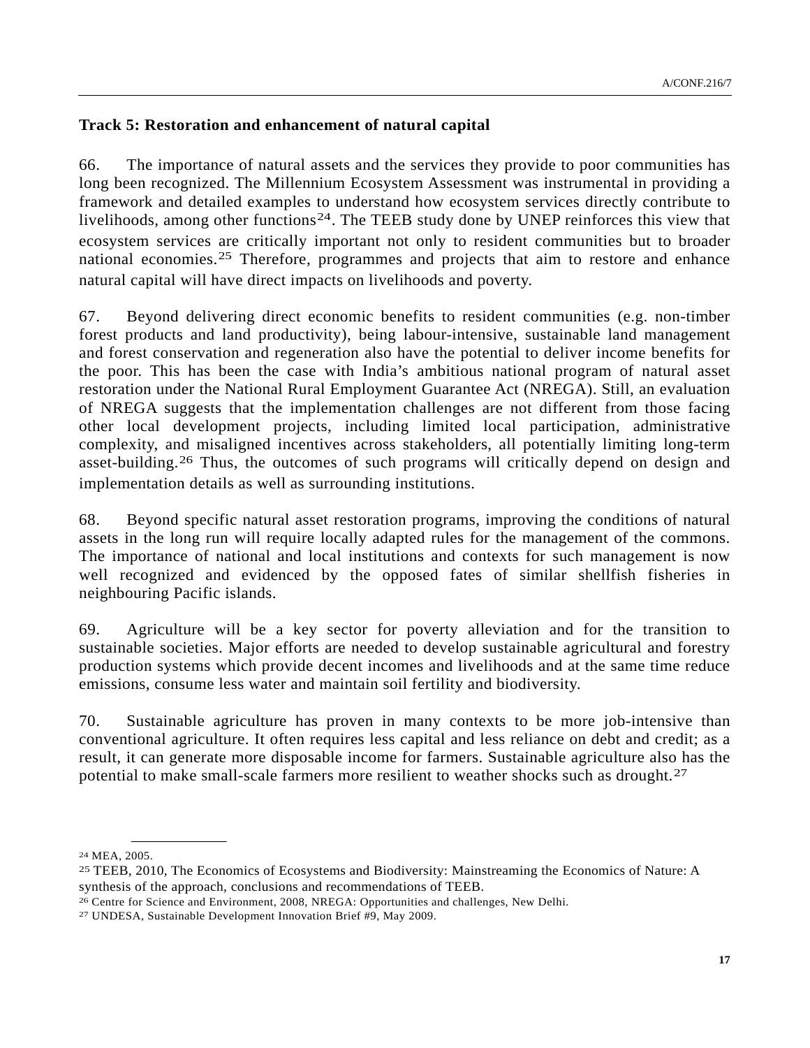**Track 5: Restoration and enhancement of natural capital**

66. The importance of natural assets and the services they provide to poor communities has long been recognized. The Millennium Ecosystem Assessment was instrumental in providing a framework and detailed examples to understand how ecosystem services directly contribute to livelihoods, among other functions[24]. The TEEB study done by UNEP reinforces this view that ecosystem services are critically important not only to resident communities but to broader national economies.[25] Therefore, programmes and projects that aim to restore and enhance natural capital will have direct impacts on livelihoods and poverty.

67. Beyond delivering direct economic benefits to resident communities (e.g. non-timber forest products and land productivity), being labour-intensive, sustainable land management and forest conservation and regeneration also have the potential to deliver income benefits for the poor. This has been the case with India's ambitious national program of natural asset restoration under the National Rural Employment Guarantee Act (NREGA). Still, an evaluation of NREGA suggests that the implementation challenges are not different from those facing other local development projects, including limited local participation, administrative complexity, and misaligned incentives across stakeholders, all potentially limiting long-term asset-building.[26] Thus, the outcomes of such programs will critically depend on design and implementation details as well as surrounding institutions.

68. Beyond specific natural asset restoration programs, improving the conditions of natural assets in the long run will require locally adapted rules for the management of the commons. The importance of national and local institutions and contexts for such management is now well recognized and evidenced by the opposed fates of similar shellfish fisheries in neighbouring Pacific islands.

69. Agriculture will be a key sector for poverty alleviation and for the transition to sustainable societies. Major efforts are needed to develop sustainable agricultural and forestry production systems which provide decent incomes and livelihoods and at the same time reduce emissions, consume less water and maintain soil fertility and biodiversity.

70. Sustainable agriculture has proven in many contexts to be more job-intensive than conventional agriculture. It often requires less capital and less reliance on debt and credit; as a result, it can generate more disposable income for farmers. Sustainable agriculture also has the potential to make small-scale farmers more resilient to weather shocks such as drought.[27]

---

[24] MEA, 2005.

[25] TEEB, 2010, The Economics of Ecosystems and Biodiversity: Mainstreaming the Economics of Nature: A synthesis of the approach, conclusions and recommendations of TEEB.

[26] Centre for Science and Environment, 2008, NREGA: Opportunities and challenges, New Delhi.

[27] UNDESA, Sustainable Development Innovation Brief #9, May 2009.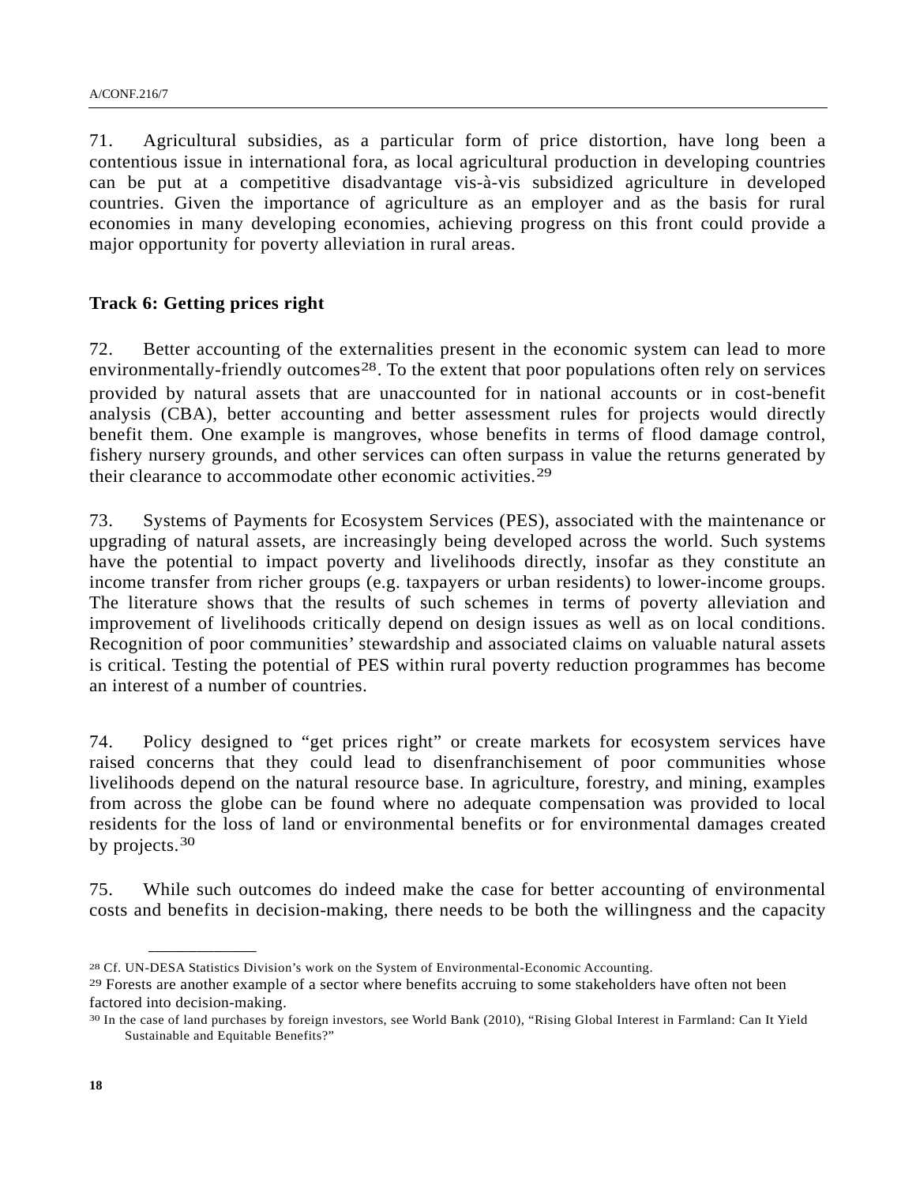71. Agricultural subsidies, as a particular form of price distortion, have long been a contentious issue in international fora, as local agricultural production in developing countries can be put at a competitive disadvantage vis-à-vis subsidized agriculture in developed countries. Given the importance of agriculture as an employer and as the basis for rural economies in many developing economies, achieving progress on this front could provide a major opportunity for poverty alleviation in rural areas.

**Track 6: Getting prices right**

72. Better accounting of the externalities present in the economic system can lead to more environmentally-friendly outcomes[28]. To the extent that poor populations often rely on services provided by natural assets that are unaccounted for in national accounts or in cost-benefit analysis (CBA), better accounting and better assessment rules for projects would directly benefit them. One example is mangroves, whose benefits in terms of flood damage control, fishery nursery grounds, and other services can often surpass in value the returns generated by their clearance to accommodate other economic activities.[29]

73. Systems of Payments for Ecosystem Services (PES), associated with the maintenance or upgrading of natural assets, are increasingly being developed across the world. Such systems have the potential to impact poverty and livelihoods directly, insofar as they constitute an income transfer from richer groups (e.g. taxpayers or urban residents) to lower-income groups. The literature shows that the results of such schemes in terms of poverty alleviation and improvement of livelihoods critically depend on design issues as well as on local conditions. Recognition of poor communities' stewardship and associated claims on valuable natural assets is critical. Testing the potential of PES within rural poverty reduction programmes has become an interest of a number of countries.

74. Policy designed to "get prices right" or create markets for ecosystem services have raised concerns that they could lead to disenfranchisement of poor communities whose livelihoods depend on the natural resource base. In agriculture, forestry, and mining, examples from across the globe can be found where no adequate compensation was provided to local residents for the loss of land or environmental benefits or for environmental damages created by projects.[30]

75. While such outcomes do indeed make the case for better accounting of environmental costs and benefits in decision-making, there needs to be both the willingness and the capacity

---

[28] Cf. UN-DESA Statistics Division's work on the System of Environmental-Economic Accounting.

[29] Forests are another example of a sector where benefits accruing to some stakeholders have often not been factored into decision-making.

[30] In the case of land purchases by foreign investors, see World Bank (2010), "Rising Global Interest in Farmland: Can It Yield Sustainable and Equitable Benefits?"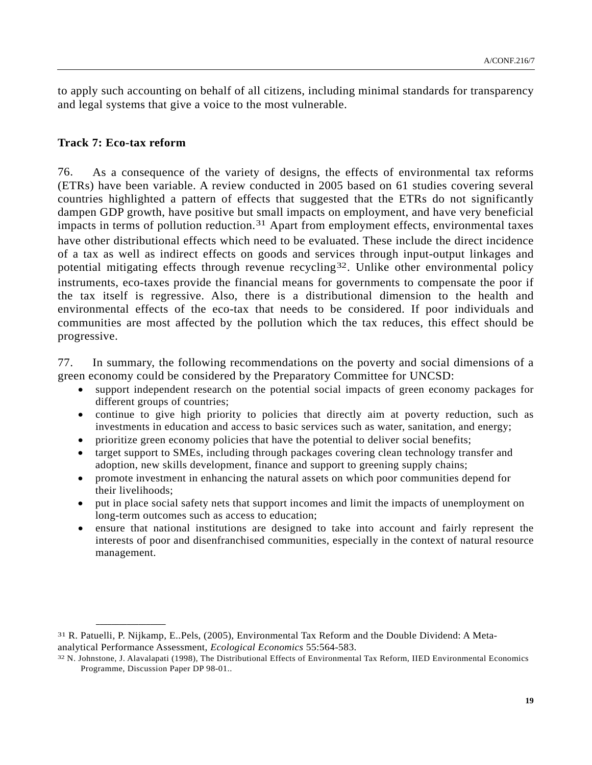to apply such accounting on behalf of all citizens, including minimal standards for transparency and legal systems that give a voice to the most vulnerable.

**Track 7: Eco-tax reform**

76. As a consequence of the variety of designs, the effects of environmental tax reforms (ETRs) have been variable. A review conducted in 2005 based on 61 studies covering several countries highlighted a pattern of effects that suggested that the ETRs do not significantly dampen GDP growth, have positive but small impacts on employment, and have very beneficial impacts in terms of pollution reduction.[31] Apart from employment effects, environmental taxes have other distributional effects which need to be evaluated. These include the direct incidence of a tax as well as indirect effects on goods and services through input-output linkages and potential mitigating effects through revenue recycling[32]. Unlike other environmental policy instruments, eco-taxes provide the financial means for governments to compensate the poor if the tax itself is regressive. Also, there is a distributional dimension to the health and environmental effects of the eco-tax that needs to be considered. If poor individuals and communities are most affected by the pollution which the tax reduces, this effect should be progressive.

77. In summary, the following recommendations on the poverty and social dimensions of a green economy could be considered by the Preparatory Committee for UNCSD:

- support independent research on the potential social impacts of green economy packages for different groups of countries;
- continue to give high priority to policies that directly aim at poverty reduction, such as investments in education and access to basic services such as water, sanitation, and energy;
- prioritize green economy policies that have the potential to deliver social benefits;
- target support to SMEs, including through packages covering clean technology transfer and adoption, new skills development, finance and support to greening supply chains;
- promote investment in enhancing the natural assets on which poor communities depend for their livelihoods;
- put in place social safety nets that support incomes and limit the impacts of unemployment on long-term outcomes such as access to education;
- ensure that national institutions are designed to take into account and fairly represent the interests of poor and disenfranchised communities, especially in the context of natural resource management.

---

[31] R. Patuelli, P. Nijkamp, E..Pels, (2005), Environmental Tax Reform and the Double Dividend: A Meta-analytical Performance Assessment, *Ecological Economics* 55:564-583.

[32] N. Johnstone, J. Alavalapati (1998), The Distributional Effects of Environmental Tax Reform, IIED Environmental Economics Programme, Discussion Paper DP 98-01..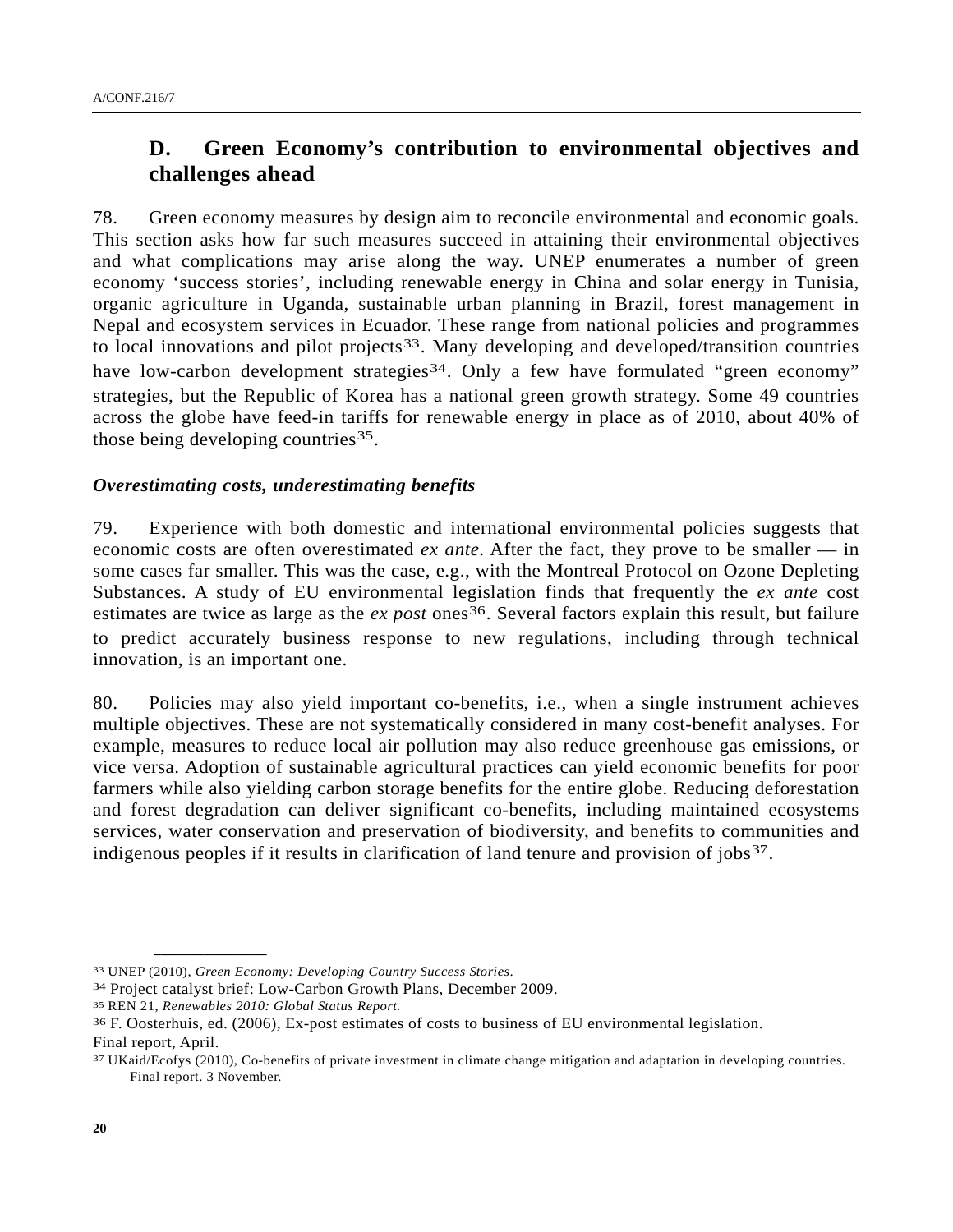## D. Green Economy’s contribution to environmental objectives and challenges ahead

78. Green economy measures by design aim to reconcile environmental and economic goals. This section asks how far such measures succeed in attaining their environmental objectives and what complications may arise along the way. UNEP enumerates a number of green economy ‘success stories’, including renewable energy in China and solar energy in Tunisia, organic agriculture in Uganda, sustainable urban planning in Brazil, forest management in Nepal and ecosystem services in Ecuador. These range from national policies and programmes to local innovations and pilot projects[33]. Many developing and developed/transition countries have low-carbon development strategies[34]. Only a few have formulated “green economy” strategies, but the Republic of Korea has a national green growth strategy. Some 49 countries across the globe have feed-in tariffs for renewable energy in place as of 2010, about 40% of those being developing countries[35].

### *Overestimating costs, underestimating benefits*

79. Experience with both domestic and international environmental policies suggests that economic costs are often overestimated *ex ante*. After the fact, they prove to be smaller — in some cases far smaller. This was the case, e.g., with the Montreal Protocol on Ozone Depleting Substances. A study of EU environmental legislation finds that frequently the *ex ante* cost estimates are twice as large as the *ex post* ones[36]. Several factors explain this result, but failure to predict accurately business response to new regulations, including through technical innovation, is an important one.

80. Policies may also yield important co-benefits, i.e., when a single instrument achieves multiple objectives. These are not systematically considered in many cost-benefit analyses. For example, measures to reduce local air pollution may also reduce greenhouse gas emissions, or vice versa. Adoption of sustainable agricultural practices can yield economic benefits for poor farmers while also yielding carbon storage benefits for the entire globe. Reducing deforestation and forest degradation can deliver significant co-benefits, including maintained ecosystems services, water conservation and preservation of biodiversity, and benefits to communities and indigenous peoples if it results in clarification of land tenure and provision of jobs[37].

---

[33] UNEP (2010), *Green Economy: Developing Country Success Stories*.

[34] Project catalyst brief: Low-Carbon Growth Plans, December 2009.

[35] REN 21, *Renewables 2010: Global Status Report*.

[36] F. Oosterhuis, ed. (2006), Ex-post estimates of costs to business of EU environmental legislation. Final report, April.

[37] UKaid/Ecofys (2010), Co-benefits of private investment in climate change mitigation and adaptation in developing countries. Final report. 3 November.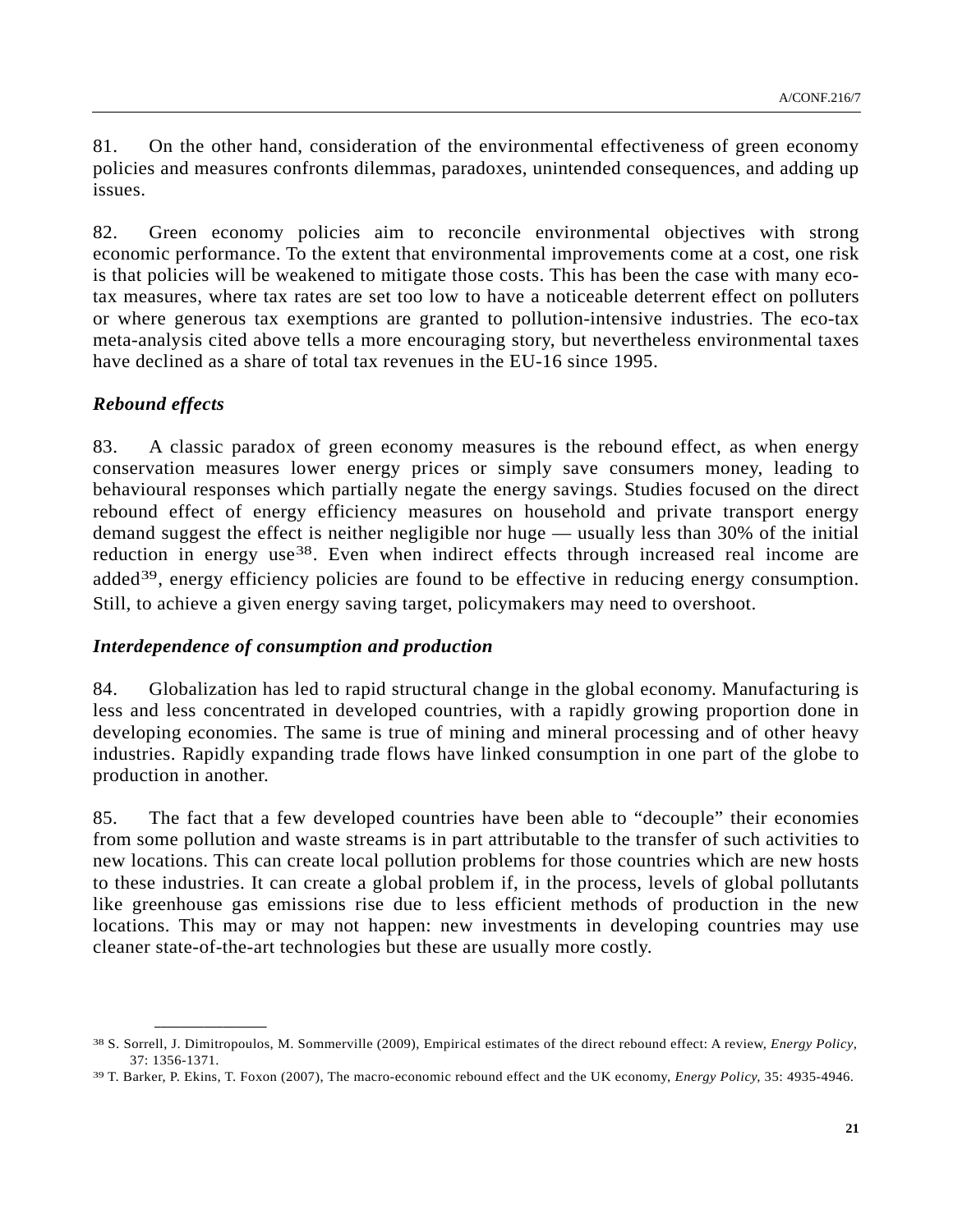81. On the other hand, consideration of the environmental effectiveness of green economy policies and measures confronts dilemmas, paradoxes, unintended consequences, and adding up issues.

82. Green economy policies aim to reconcile environmental objectives with strong economic performance. To the extent that environmental improvements come at a cost, one risk is that policies will be weakened to mitigate those costs. This has been the case with many eco-tax measures, where tax rates are set too low to have a noticeable deterrent effect on polluters or where generous tax exemptions are granted to pollution-intensive industries. The eco-tax meta-analysis cited above tells a more encouraging story, but nevertheless environmental taxes have declined as a share of total tax revenues in the EU-16 since 1995.

### *Rebound effects*

83. A classic paradox of green economy measures is the rebound effect, as when energy conservation measures lower energy prices or simply save consumers money, leading to behavioural responses which partially negate the energy savings. Studies focused on the direct rebound effect of energy efficiency measures on household and private transport energy demand suggest the effect is neither negligible nor huge — usually less than 30% of the initial reduction in energy use[38]. Even when indirect effects through increased real income are added[39], energy efficiency policies are found to be effective in reducing energy consumption. Still, to achieve a given energy saving target, policymakers may need to overshoot.

### *Interdependence of consumption and production*

84. Globalization has led to rapid structural change in the global economy. Manufacturing is less and less concentrated in developed countries, with a rapidly growing proportion done in developing economies. The same is true of mining and mineral processing and of other heavy industries. Rapidly expanding trade flows have linked consumption in one part of the globe to production in another.

85. The fact that a few developed countries have been able to "decouple" their economies from some pollution and waste streams is in part attributable to the transfer of such activities to new locations. This can create local pollution problems for those countries which are new hosts to these industries. It can create a global problem if, in the process, levels of global pollutants like greenhouse gas emissions rise due to less efficient methods of production in the new locations. This may or may not happen: new investments in developing countries may use cleaner state-of-the-art technologies but these are usually more costly.

---

[38] S. Sorrell, J. Dimitropoulos, M. Sommerville (2009), Empirical estimates of the direct rebound effect: A review, *Energy Policy*, 37: 1356-1371.

[39] T. Barker, P. Ekins, T. Foxon (2007), The macro-economic rebound effect and the UK economy, *Energy Policy*, 35: 4935-4946.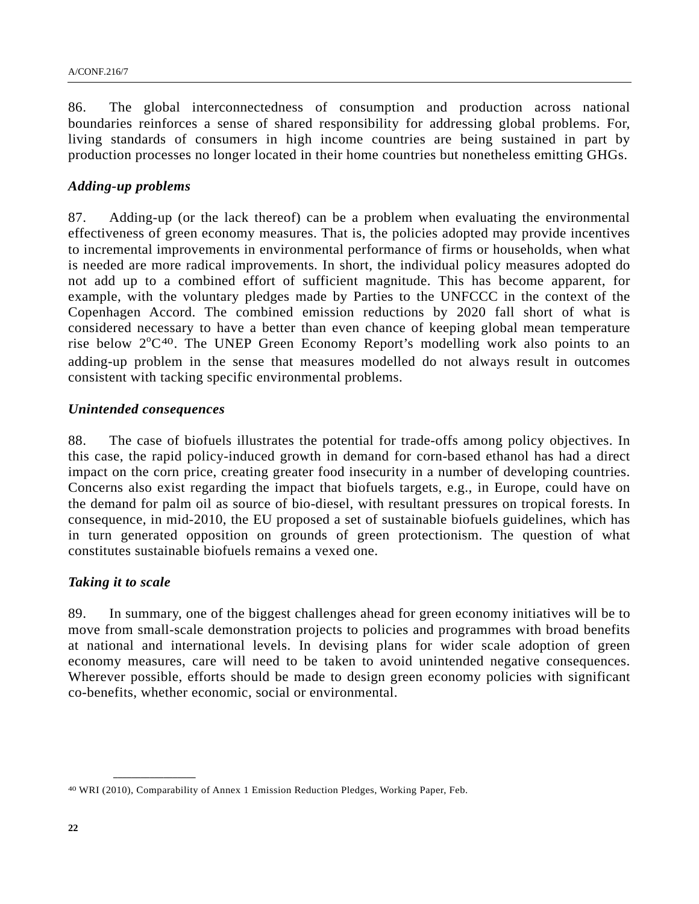86. The global interconnectedness of consumption and production across national boundaries reinforces a sense of shared responsibility for addressing global problems. For, living standards of consumers in high income countries are being sustained in part by production processes no longer located in their home countries but nonetheless emitting GHGs.

### *Adding-up problems*

87. Adding-up (or the lack thereof) can be a problem when evaluating the environmental effectiveness of green economy measures. That is, the policies adopted may provide incentives to incremental improvements in environmental performance of firms or households, when what is needed are more radical improvements. In short, the individual policy measures adopted do not add up to a combined effort of sufficient magnitude. This has become apparent, for example, with the voluntary pledges made by Parties to the UNFCCC in the context of the Copenhagen Accord. The combined emission reductions by 2020 fall short of what is considered necessary to have a better than even chance of keeping global mean temperature rise below 2$^{o}$C[40]. The UNEP Green Economy Report's modelling work also points to an adding-up problem in the sense that measures modelled do not always result in outcomes consistent with tacking specific environmental problems.

### *Unintended consequences*

88. The case of biofuels illustrates the potential for trade-offs among policy objectives. In this case, the rapid policy-induced growth in demand for corn-based ethanol has had a direct impact on the corn price, creating greater food insecurity in a number of developing countries. Concerns also exist regarding the impact that biofuels targets, e.g., in Europe, could have on the demand for palm oil as source of bio-diesel, with resultant pressures on tropical forests. In consequence, in mid-2010, the EU proposed a set of sustainable biofuels guidelines, which has in turn generated opposition on grounds of green protectionism. The question of what constitutes sustainable biofuels remains a vexed one.

### *Taking it to scale*

89. In summary, one of the biggest challenges ahead for green economy initiatives will be to move from small-scale demonstration projects to policies and programmes with broad benefits at national and international levels. In devising plans for wider scale adoption of green economy measures, care will need to be taken to avoid unintended negative consequences. Wherever possible, efforts should be made to design green economy policies with significant co-benefits, whether economic, social or environmental.

---

[40] WRI (2010), Comparability of Annex 1 Emission Reduction Pledges, Working Paper, Feb.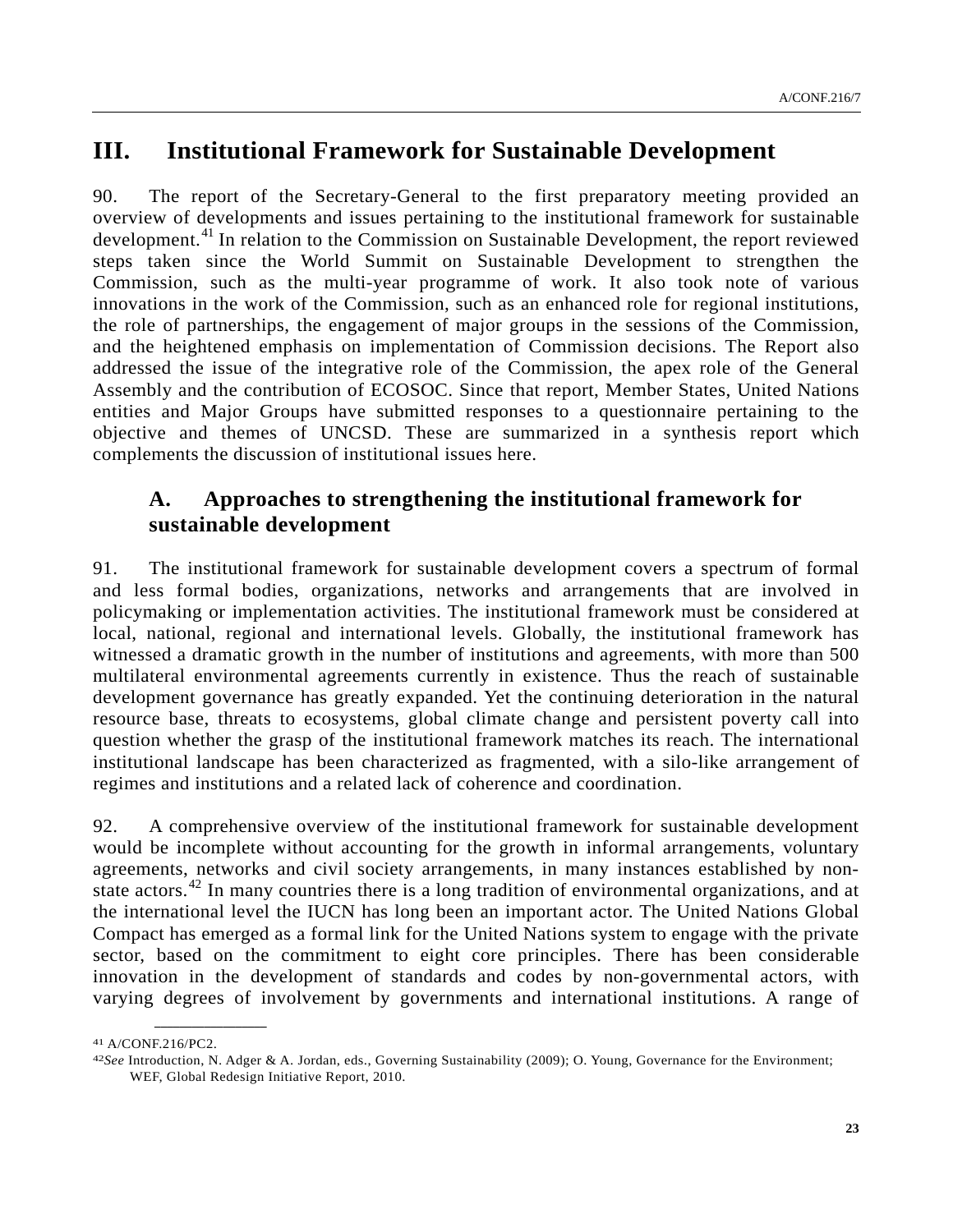# III. Institutional Framework for Sustainable Development

90. The report of the Secretary-General to the first preparatory meeting provided an overview of developments and issues pertaining to the institutional framework for sustainable development.[41] In relation to the Commission on Sustainable Development, the report reviewed steps taken since the World Summit on Sustainable Development to strengthen the Commission, such as the multi-year programme of work. It also took note of various innovations in the work of the Commission, such as an enhanced role for regional institutions, the role of partnerships, the engagement of major groups in the sessions of the Commission, and the heightened emphasis on implementation of Commission decisions. The Report also addressed the issue of the integrative role of the Commission, the apex role of the General Assembly and the contribution of ECOSOC. Since that report, Member States, United Nations entities and Major Groups have submitted responses to a questionnaire pertaining to the objective and themes of UNCSD. These are summarized in a synthesis report which complements the discussion of institutional issues here.

## A. Approaches to strengthening the institutional framework for sustainable development

91. The institutional framework for sustainable development covers a spectrum of formal and less formal bodies, organizations, networks and arrangements that are involved in policymaking or implementation activities. The institutional framework must be considered at local, national, regional and international levels. Globally, the institutional framework has witnessed a dramatic growth in the number of institutions and agreements, with more than 500 multilateral environmental agreements currently in existence. Thus the reach of sustainable development governance has greatly expanded. Yet the continuing deterioration in the natural resource base, threats to ecosystems, global climate change and persistent poverty call into question whether the grasp of the institutional framework matches its reach. The international institutional landscape has been characterized as fragmented, with a silo-like arrangement of regimes and institutions and a related lack of coherence and coordination.

92. A comprehensive overview of the institutional framework for sustainable development would be incomplete without accounting for the growth in informal arrangements, voluntary agreements, networks and civil society arrangements, in many instances established by non-state actors.[42] In many countries there is a long tradition of environmental organizations, and at the international level the IUCN has long been an important actor. The United Nations Global Compact has emerged as a formal link for the United Nations system to engage with the private sector, based on the commitment to eight core principles. There has been considerable innovation in the development of standards and codes by non-governmental actors, with varying degrees of involvement by governments and international institutions. A range of

---

[41] A/CONF.216/PC2.

[42] *See* Introduction, N. Adger & A. Jordan, eds., Governing Sustainability (2009); O. Young, Governance for the Environment; WEF, Global Redesign Initiative Report, 2010.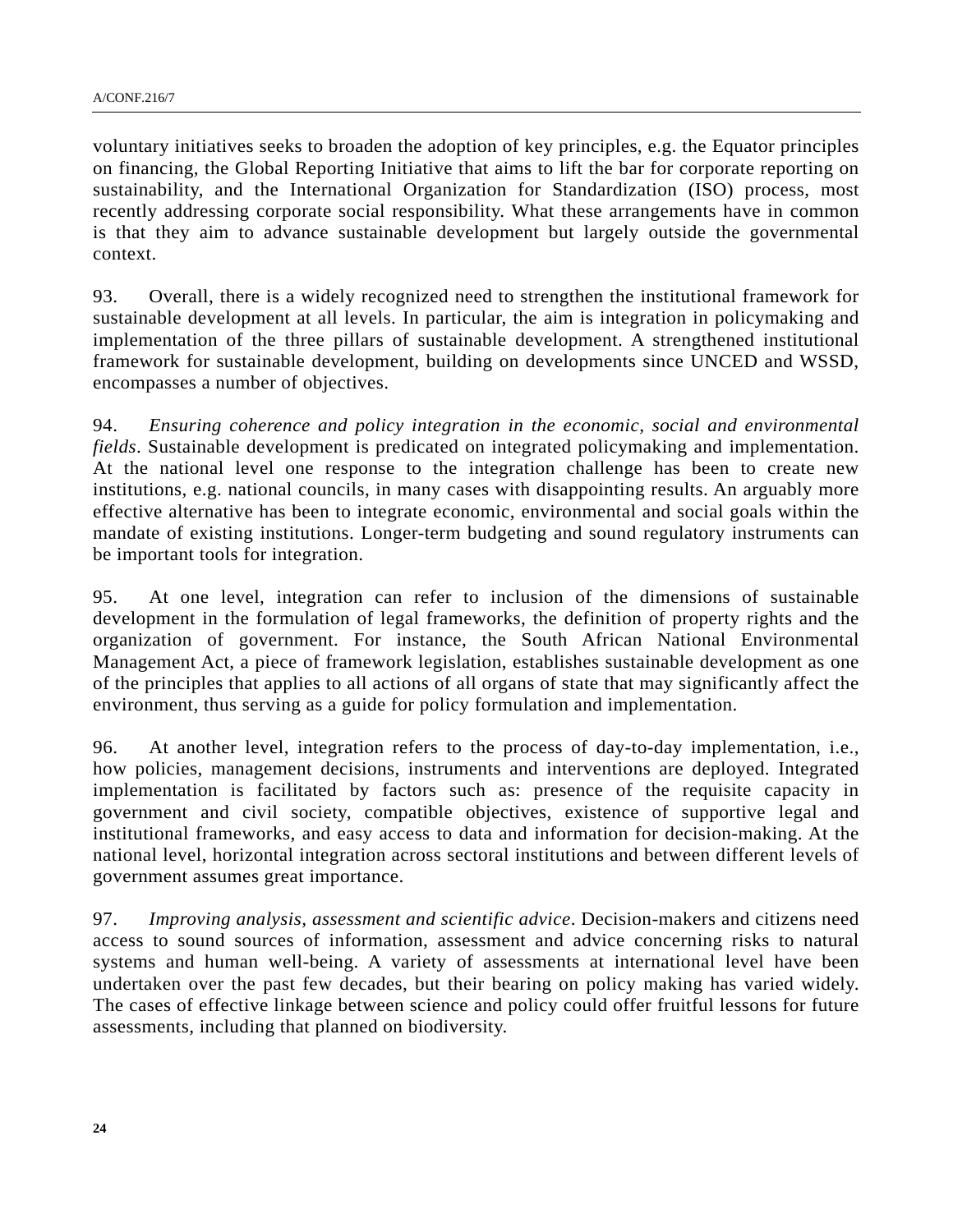voluntary initiatives seeks to broaden the adoption of key principles, e.g. the Equator principles on financing, the Global Reporting Initiative that aims to lift the bar for corporate reporting on sustainability, and the International Organization for Standardization (ISO) process, most recently addressing corporate social responsibility. What these arrangements have in common is that they aim to advance sustainable development but largely outside the governmental context.

93. Overall, there is a widely recognized need to strengthen the institutional framework for sustainable development at all levels. In particular, the aim is integration in policymaking and implementation of the three pillars of sustainable development. A strengthened institutional framework for sustainable development, building on developments since UNCED and WSSD, encompasses a number of objectives.

94. *Ensuring coherence and policy integration in the economic, social and environmental fields*. Sustainable development is predicated on integrated policymaking and implementation. At the national level one response to the integration challenge has been to create new institutions, e.g. national councils, in many cases with disappointing results. An arguably more effective alternative has been to integrate economic, environmental and social goals within the mandate of existing institutions. Longer-term budgeting and sound regulatory instruments can be important tools for integration.

95. At one level, integration can refer to inclusion of the dimensions of sustainable development in the formulation of legal frameworks, the definition of property rights and the organization of government. For instance, the South African National Environmental Management Act, a piece of framework legislation, establishes sustainable development as one of the principles that applies to all actions of all organs of state that may significantly affect the environment, thus serving as a guide for policy formulation and implementation.

96. At another level, integration refers to the process of day-to-day implementation, i.e., how policies, management decisions, instruments and interventions are deployed. Integrated implementation is facilitated by factors such as: presence of the requisite capacity in government and civil society, compatible objectives, existence of supportive legal and institutional frameworks, and easy access to data and information for decision-making. At the national level, horizontal integration across sectoral institutions and between different levels of government assumes great importance.

97. *Improving analysis, assessment and scientific advice*. Decision-makers and citizens need access to sound sources of information, assessment and advice concerning risks to natural systems and human well-being. A variety of assessments at international level have been undertaken over the past few decades, but their bearing on policy making has varied widely. The cases of effective linkage between science and policy could offer fruitful lessons for future assessments, including that planned on biodiversity.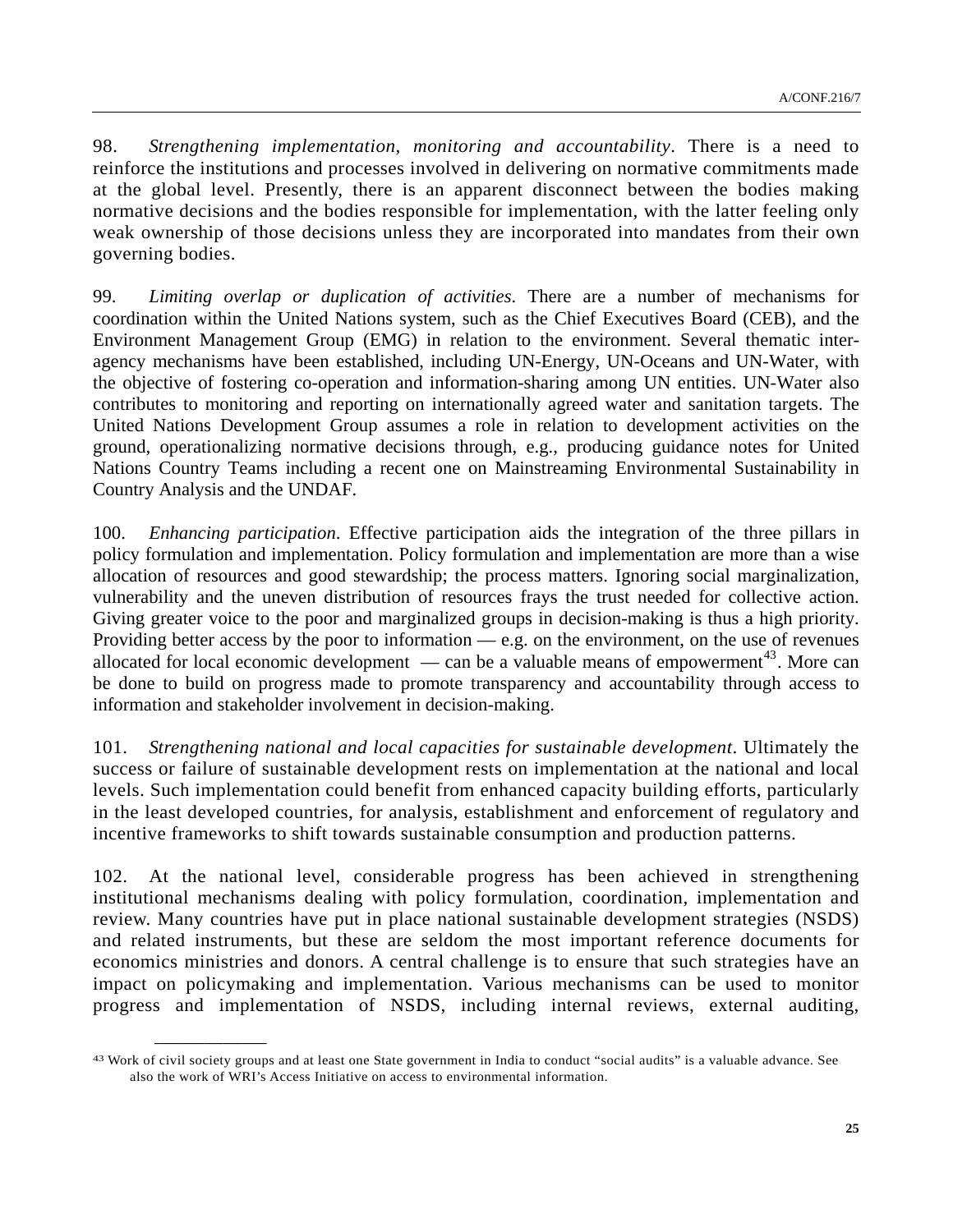98. *Strengthening implementation, monitoring and accountability*. There is a need to reinforce the institutions and processes involved in delivering on normative commitments made at the global level. Presently, there is an apparent disconnect between the bodies making normative decisions and the bodies responsible for implementation, with the latter feeling only weak ownership of those decisions unless they are incorporated into mandates from their own governing bodies.

99. *Limiting overlap or duplication of activities*. There are a number of mechanisms for coordination within the United Nations system, such as the Chief Executives Board (CEB), and the Environment Management Group (EMG) in relation to the environment. Several thematic inter-agency mechanisms have been established, including UN-Energy, UN-Oceans and UN-Water, with the objective of fostering co-operation and information-sharing among UN entities. UN-Water also contributes to monitoring and reporting on internationally agreed water and sanitation targets. The United Nations Development Group assumes a role in relation to development activities on the ground, operationalizing normative decisions through, e.g., producing guidance notes for United Nations Country Teams including a recent one on Mainstreaming Environmental Sustainability in Country Analysis and the UNDAF.

100. *Enhancing participation*. Effective participation aids the integration of the three pillars in policy formulation and implementation. Policy formulation and implementation are more than a wise allocation of resources and good stewardship; the process matters. Ignoring social marginalization, vulnerability and the uneven distribution of resources frays the trust needed for collective action. Giving greater voice to the poor and marginalized groups in decision-making is thus a high priority. Providing better access by the poor to information — e.g. on the environment, on the use of revenues allocated for local economic development — can be a valuable means of empowerment[43]. More can be done to build on progress made to promote transparency and accountability through access to information and stakeholder involvement in decision-making.

101. *Strengthening national and local capacities for sustainable development*. Ultimately the success or failure of sustainable development rests on implementation at the national and local levels. Such implementation could benefit from enhanced capacity building efforts, particularly in the least developed countries, for analysis, establishment and enforcement of regulatory and incentive frameworks to shift towards sustainable consumption and production patterns.

102. At the national level, considerable progress has been achieved in strengthening institutional mechanisms dealing with policy formulation, coordination, implementation and review. Many countries have put in place national sustainable development strategies (NSDS) and related instruments, but these are seldom the most important reference documents for economics ministries and donors. A central challenge is to ensure that such strategies have an impact on policymaking and implementation. Various mechanisms can be used to monitor progress and implementation of NSDS, including internal reviews, external auditing,

---

[43] Work of civil society groups and at least one State government in India to conduct "social audits" is a valuable advance. See also the work of WRI's Access Initiative on access to environmental information.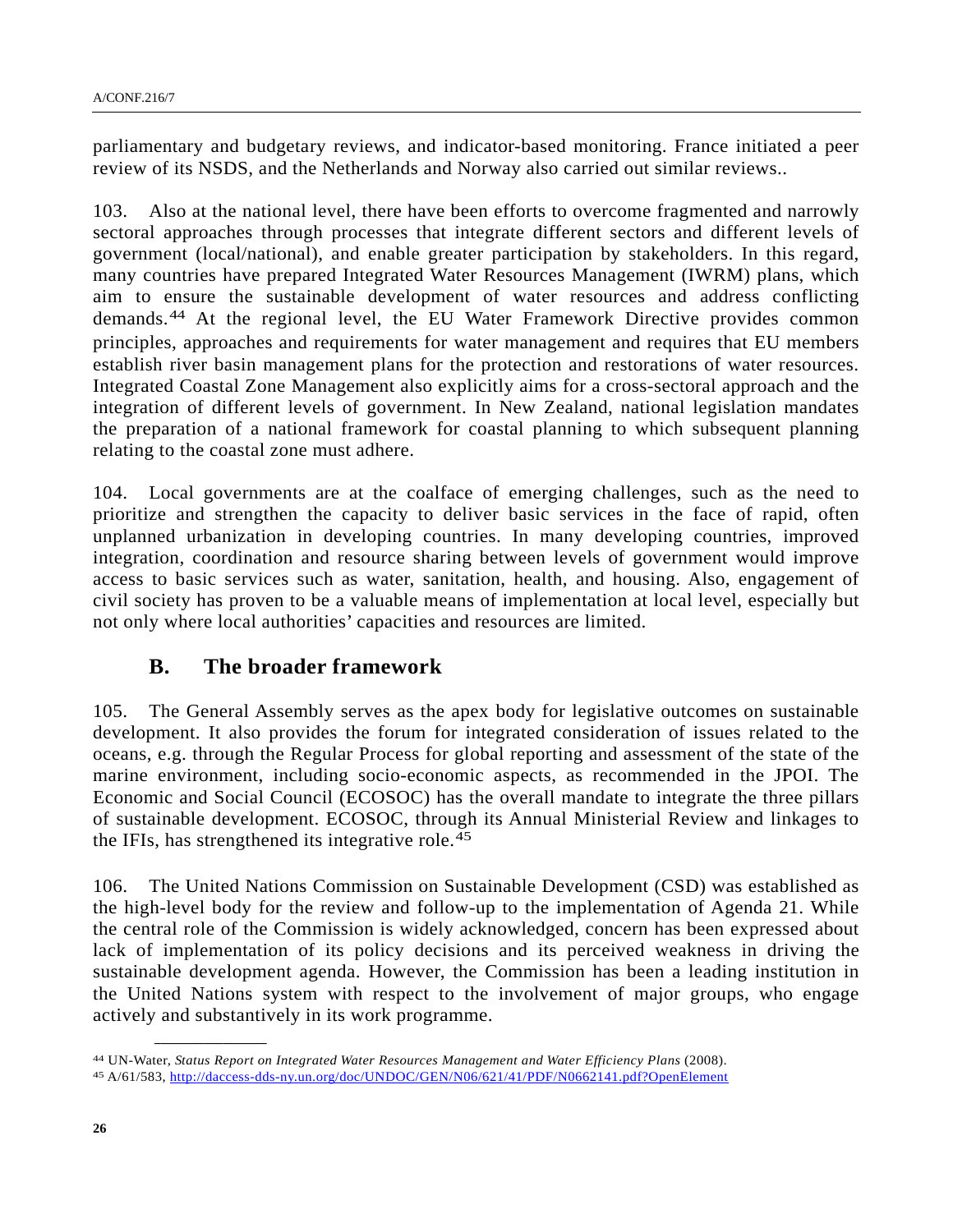parliamentary and budgetary reviews, and indicator-based monitoring. France initiated a peer review of its NSDS, and the Netherlands and Norway also carried out similar reviews..

103. Also at the national level, there have been efforts to overcome fragmented and narrowly sectoral approaches through processes that integrate different sectors and different levels of government (local/national), and enable greater participation by stakeholders. In this regard, many countries have prepared Integrated Water Resources Management (IWRM) plans, which aim to ensure the sustainable development of water resources and address conflicting demands.[44] At the regional level, the EU Water Framework Directive provides common principles, approaches and requirements for water management and requires that EU members establish river basin management plans for the protection and restorations of water resources. Integrated Coastal Zone Management also explicitly aims for a cross-sectoral approach and the integration of different levels of government. In New Zealand, national legislation mandates the preparation of a national framework for coastal planning to which subsequent planning relating to the coastal zone must adhere.

104. Local governments are at the coalface of emerging challenges, such as the need to prioritize and strengthen the capacity to deliver basic services in the face of rapid, often unplanned urbanization in developing countries. In many developing countries, improved integration, coordination and resource sharing between levels of government would improve access to basic services such as water, sanitation, health, and housing. Also, engagement of civil society has proven to be a valuable means of implementation at local level, especially but not only where local authorities' capacities and resources are limited.

## B. The broader framework

105. The General Assembly serves as the apex body for legislative outcomes on sustainable development. It also provides the forum for integrated consideration of issues related to the oceans, e.g. through the Regular Process for global reporting and assessment of the state of the marine environment, including socio-economic aspects, as recommended in the JPOI. The Economic and Social Council (ECOSOC) has the overall mandate to integrate the three pillars of sustainable development. ECOSOC, through its Annual Ministerial Review and linkages to the IFIs, has strengthened its integrative role.[45]

106. The United Nations Commission on Sustainable Development (CSD) was established as the high-level body for the review and follow-up to the implementation of Agenda 21. While the central role of the Commission is widely acknowledged, concern has been expressed about lack of implementation of its policy decisions and its perceived weakness in driving the sustainable development agenda. However, the Commission has been a leading institution in the United Nations system with respect to the involvement of major groups, who engage actively and substantively in its work programme.

---

[44] UN-Water, *Status Report on Integrated Water Resources Management and Water Efficiency Plans* (2008).

[45] A/61/583, http://daccess-dds-ny.un.org/doc/UNDOC/GEN/N06/621/41/PDF/N0662141.pdf?OpenElement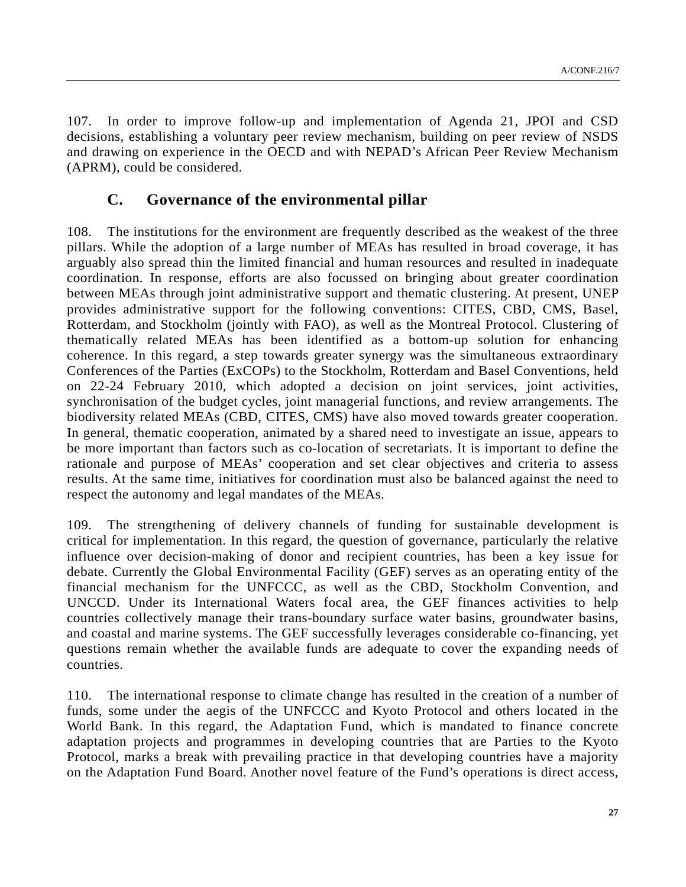107. In order to improve follow-up and implementation of Agenda 21, JPOI and CSD decisions, establishing a voluntary peer review mechanism, building on peer review of NSDS and drawing on experience in the OECD and with NEPAD's African Peer Review Mechanism (APRM), could be considered.

## C. Governance of the environmental pillar

108. The institutions for the environment are frequently described as the weakest of the three pillars. While the adoption of a large number of MEAs has resulted in broad coverage, it has arguably also spread thin the limited financial and human resources and resulted in inadequate coordination. In response, efforts are also focussed on bringing about greater coordination between MEAs through joint administrative support and thematic clustering. At present, UNEP provides administrative support for the following conventions: CITES, CBD, CMS, Basel, Rotterdam, and Stockholm (jointly with FAO), as well as the Montreal Protocol. Clustering of thematically related MEAs has been identified as a bottom-up solution for enhancing coherence. In this regard, a step towards greater synergy was the simultaneous extraordinary Conferences of the Parties (ExCOPs) to the Stockholm, Rotterdam and Basel Conventions, held on 22-24 February 2010, which adopted a decision on joint services, joint activities, synchronisation of the budget cycles, joint managerial functions, and review arrangements. The biodiversity related MEAs (CBD, CITES, CMS) have also moved towards greater cooperation. In general, thematic cooperation, animated by a shared need to investigate an issue, appears to be more important than factors such as co-location of secretariats. It is important to define the rationale and purpose of MEAs' cooperation and set clear objectives and criteria to assess results. At the same time, initiatives for coordination must also be balanced against the need to respect the autonomy and legal mandates of the MEAs.

109. The strengthening of delivery channels of funding for sustainable development is critical for implementation. In this regard, the question of governance, particularly the relative influence over decision-making of donor and recipient countries, has been a key issue for debate. Currently the Global Environmental Facility (GEF) serves as an operating entity of the financial mechanism for the UNFCCC, as well as the CBD, Stockholm Convention, and UNCCD. Under its International Waters focal area, the GEF finances activities to help countries collectively manage their trans-boundary surface water basins, groundwater basins, and coastal and marine systems. The GEF successfully leverages considerable co-financing, yet questions remain whether the available funds are adequate to cover the expanding needs of countries.

110. The international response to climate change has resulted in the creation of a number of funds, some under the aegis of the UNFCCC and Kyoto Protocol and others located in the World Bank. In this regard, the Adaptation Fund, which is mandated to finance concrete adaptation projects and programmes in developing countries that are Parties to the Kyoto Protocol, marks a break with prevailing practice in that developing countries have a majority on the Adaptation Fund Board. Another novel feature of the Fund's operations is direct access,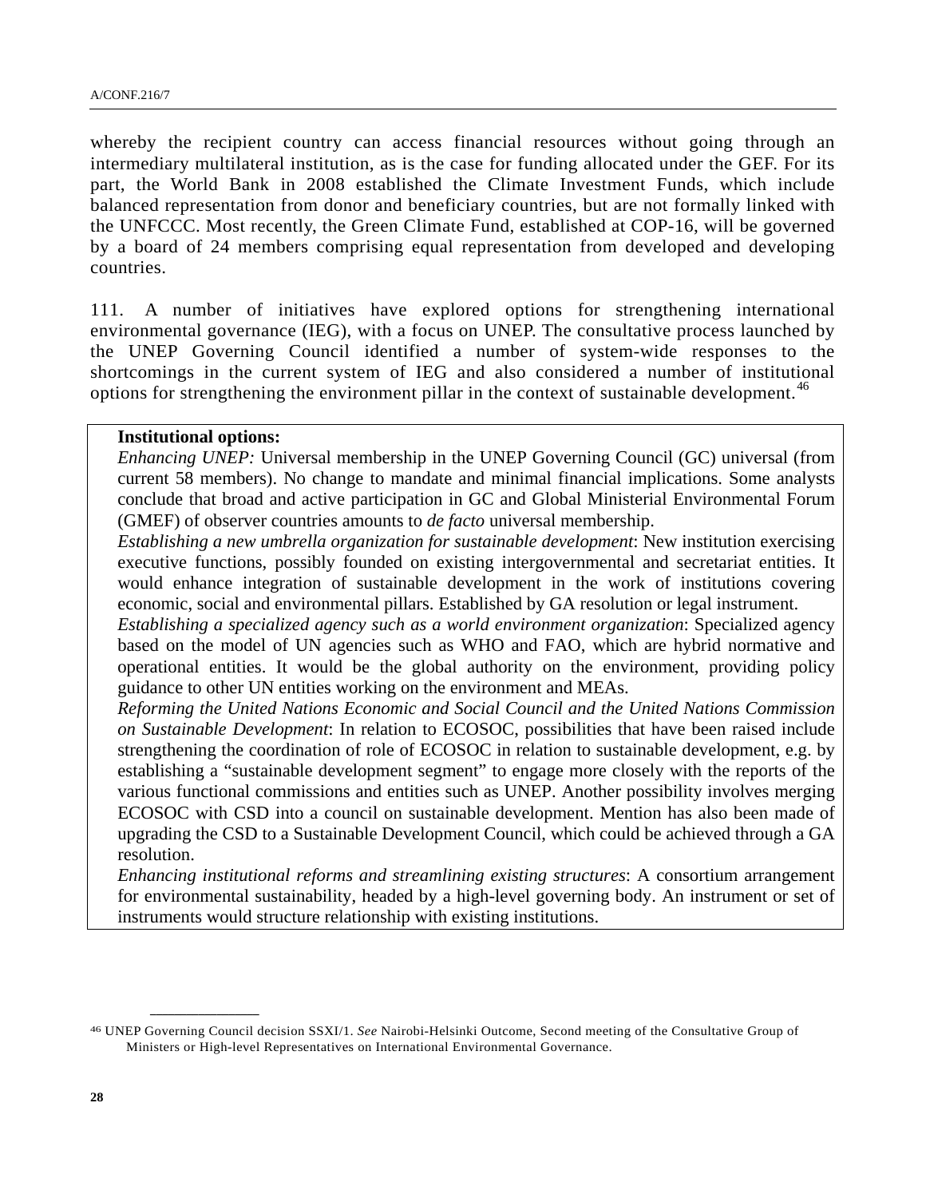whereby the recipient country can access financial resources without going through an intermediary multilateral institution, as is the case for funding allocated under the GEF. For its part, the World Bank in 2008 established the Climate Investment Funds, which include balanced representation from donor and beneficiary countries, but are not formally linked with the UNFCCC. Most recently, the Green Climate Fund, established at COP-16, will be governed by a board of 24 members comprising equal representation from developed and developing countries.

111. A number of initiatives have explored options for strengthening international environmental governance (IEG), with a focus on UNEP. The consultative process launched by the UNEP Governing Council identified a number of system-wide responses to the shortcomings in the current system of IEG and also considered a number of institutional options for strengthening the environment pillar in the context of sustainable development.[46]

> **Institutional options:**
>
> *Enhancing UNEP:* Universal membership in the UNEP Governing Council (GC) universal (from current 58 members). No change to mandate and minimal financial implications. Some analysts conclude that broad and active participation in GC and Global Ministerial Environmental Forum (GMEF) of observer countries amounts to *de facto* universal membership.
>
> *Establishing a new umbrella organization for sustainable development*: New institution exercising executive functions, possibly founded on existing intergovernmental and secretariat entities. It would enhance integration of sustainable development in the work of institutions covering economic, social and environmental pillars. Established by GA resolution or legal instrument.
>
> *Establishing a specialized agency such as a world environment organization*: Specialized agency based on the model of UN agencies such as WHO and FAO, which are hybrid normative and operational entities. It would be the global authority on the environment, providing policy guidance to other UN entities working on the environment and MEAs.
>
> *Reforming the United Nations Economic and Social Council and the United Nations Commission on Sustainable Development*: In relation to ECOSOC, possibilities that have been raised include strengthening the coordination of role of ECOSOC in relation to sustainable development, e.g. by establishing a "sustainable development segment" to engage more closely with the reports of the various functional commissions and entities such as UNEP. Another possibility involves merging ECOSOC with CSD into a council on sustainable development. Mention has also been made of upgrading the CSD to a Sustainable Development Council, which could be achieved through a GA resolution.
>
> *Enhancing institutional reforms and streamlining existing structures*: A consortium arrangement for environmental sustainability, headed by a high-level governing body. An instrument or set of instruments would structure relationship with existing institutions.

---

[46] UNEP Governing Council decision SSXI/1. *See* Nairobi-Helsinki Outcome, Second meeting of the Consultative Group of Ministers or High-level Representatives on International Environmental Governance.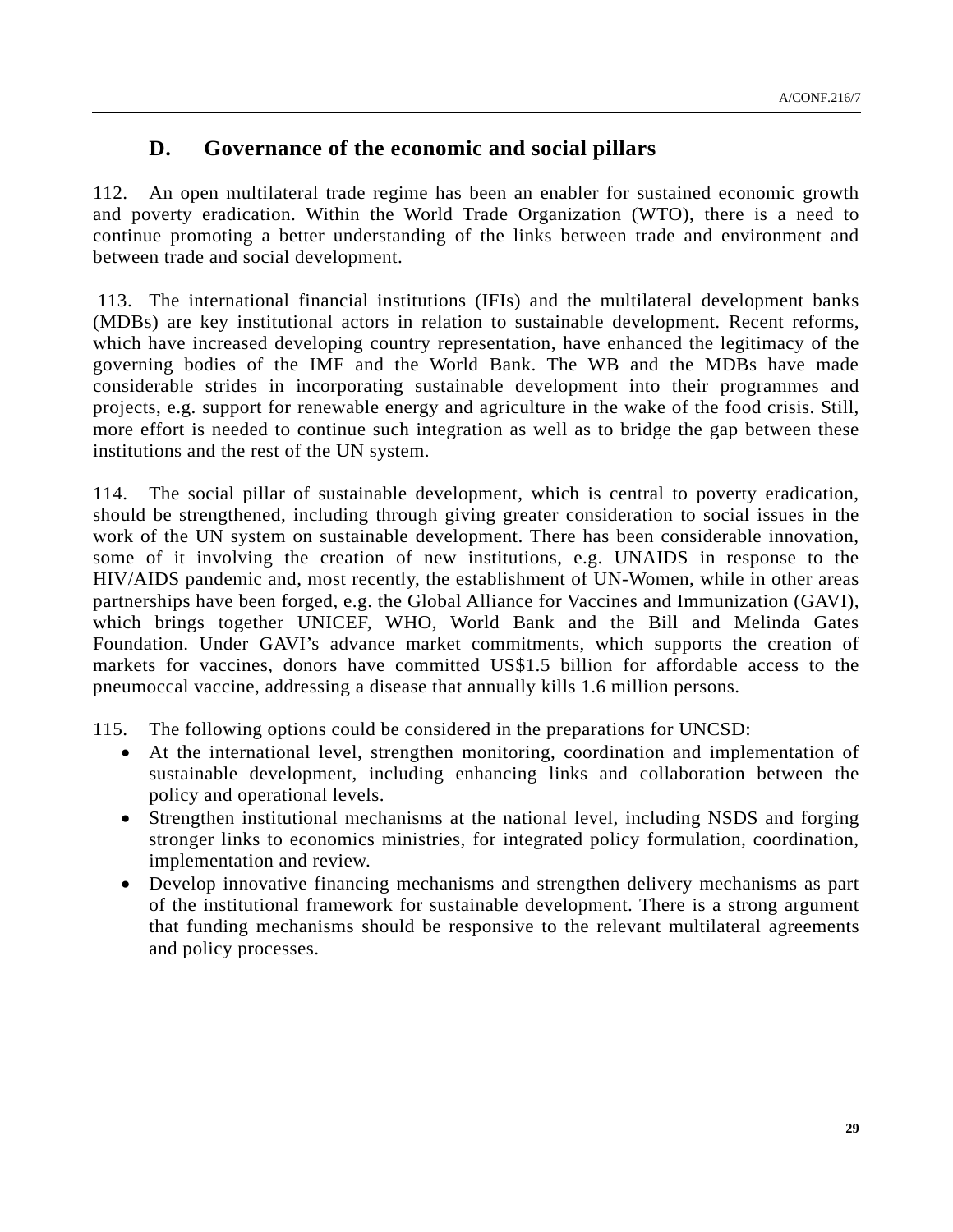## D. Governance of the economic and social pillars

112. An open multilateral trade regime has been an enabler for sustained economic growth and poverty eradication. Within the World Trade Organization (WTO), there is a need to continue promoting a better understanding of the links between trade and environment and between trade and social development.

113. The international financial institutions (IFIs) and the multilateral development banks (MDBs) are key institutional actors in relation to sustainable development. Recent reforms, which have increased developing country representation, have enhanced the legitimacy of the governing bodies of the IMF and the World Bank. The WB and the MDBs have made considerable strides in incorporating sustainable development into their programmes and projects, e.g. support for renewable energy and agriculture in the wake of the food crisis. Still, more effort is needed to continue such integration as well as to bridge the gap between these institutions and the rest of the UN system.

114. The social pillar of sustainable development, which is central to poverty eradication, should be strengthened, including through giving greater consideration to social issues in the work of the UN system on sustainable development. There has been considerable innovation, some of it involving the creation of new institutions, e.g. UNAIDS in response to the HIV/AIDS pandemic and, most recently, the establishment of UN-Women, while in other areas partnerships have been forged, e.g. the Global Alliance for Vaccines and Immunization (GAVI), which brings together UNICEF, WHO, World Bank and the Bill and Melinda Gates Foundation. Under GAVI's advance market commitments, which supports the creation of markets for vaccines, donors have committed US$1.5 billion for affordable access to the pneumoccal vaccine, addressing a disease that annually kills 1.6 million persons.

115. The following options could be considered in the preparations for UNCSD:

- At the international level, strengthen monitoring, coordination and implementation of sustainable development, including enhancing links and collaboration between the policy and operational levels.
- Strengthen institutional mechanisms at the national level, including NSDS and forging stronger links to economics ministries, for integrated policy formulation, coordination, implementation and review.
- Develop innovative financing mechanisms and strengthen delivery mechanisms as part of the institutional framework for sustainable development. There is a strong argument that funding mechanisms should be responsive to the relevant multilateral agreements and policy processes.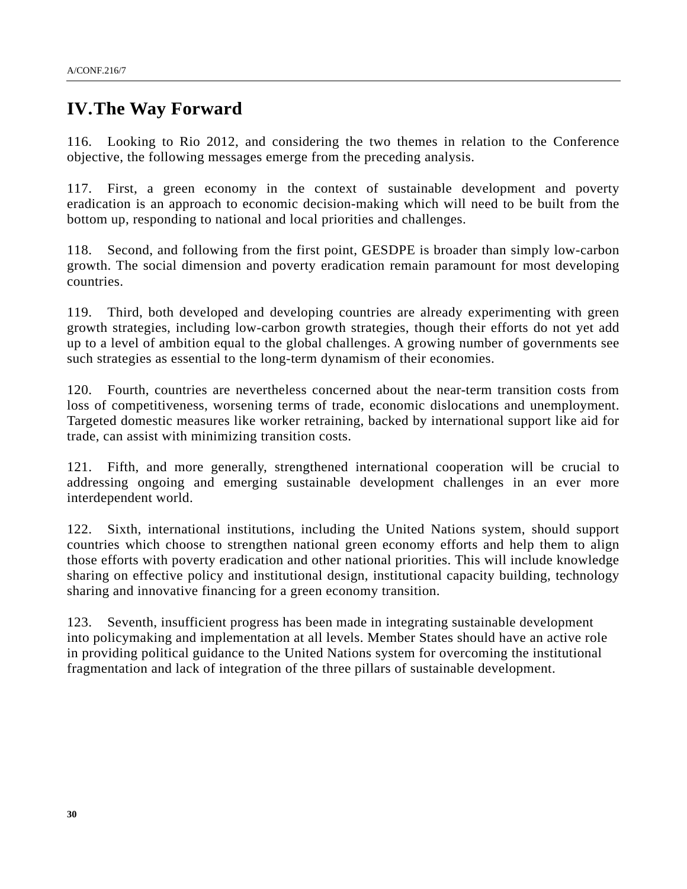# IV. The Way Forward

116. Looking to Rio 2012, and considering the two themes in relation to the Conference objective, the following messages emerge from the preceding analysis.

117. First, a green economy in the context of sustainable development and poverty eradication is an approach to economic decision-making which will need to be built from the bottom up, responding to national and local priorities and challenges.

118. Second, and following from the first point, GESDPE is broader than simply low-carbon growth. The social dimension and poverty eradication remain paramount for most developing countries.

119. Third, both developed and developing countries are already experimenting with green growth strategies, including low-carbon growth strategies, though their efforts do not yet add up to a level of ambition equal to the global challenges. A growing number of governments see such strategies as essential to the long-term dynamism of their economies.

120. Fourth, countries are nevertheless concerned about the near-term transition costs from loss of competitiveness, worsening terms of trade, economic dislocations and unemployment. Targeted domestic measures like worker retraining, backed by international support like aid for trade, can assist with minimizing transition costs.

121. Fifth, and more generally, strengthened international cooperation will be crucial to addressing ongoing and emerging sustainable development challenges in an ever more interdependent world.

122. Sixth, international institutions, including the United Nations system, should support countries which choose to strengthen national green economy efforts and help them to align those efforts with poverty eradication and other national priorities. This will include knowledge sharing on effective policy and institutional design, institutional capacity building, technology sharing and innovative financing for a green economy transition.

123. Seventh, insufficient progress has been made in integrating sustainable development into policymaking and implementation at all levels. Member States should have an active role in providing political guidance to the United Nations system for overcoming the institutional fragmentation and lack of integration of the three pillars of sustainable development.